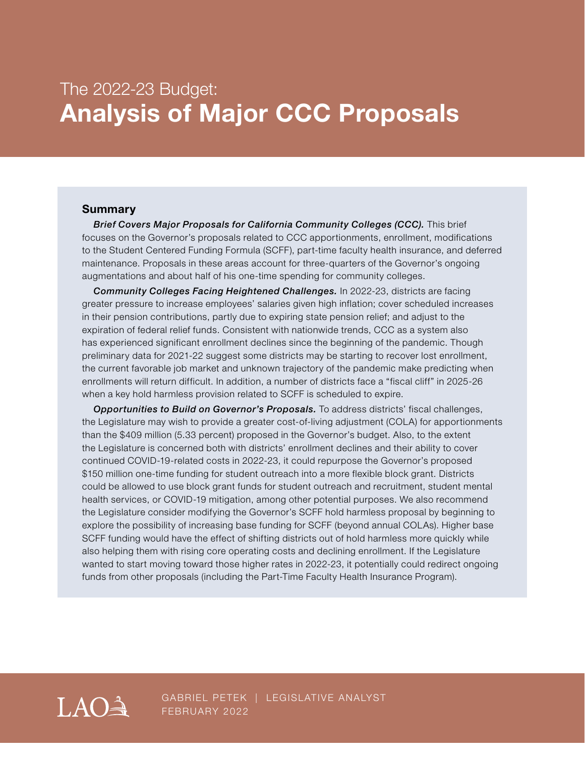The 2022-23 Budget:

# Analysis of Major CCC Proposals

## Summary

***Brief Covers Major Proposals for California Community Colleges (CCC).*** This brief focuses on the Governor's proposals related to CCC apportionments, enrollment, modifications to the Student Centered Funding Formula (SCFF), part-time faculty health insurance, and deferred maintenance. Proposals in these areas account for three-quarters of the Governor's ongoing augmentations and about half of his one-time spending for community colleges.

***Community Colleges Facing Heightened Challenges.*** In 2022-23, districts are facing greater pressure to increase employees' salaries given high inflation; cover scheduled increases in their pension contributions, partly due to expiring state pension relief; and adjust to the expiration of federal relief funds. Consistent with nationwide trends, CCC as a system also has experienced significant enrollment declines since the beginning of the pandemic. Though preliminary data for 2021-22 suggest some districts may be starting to recover lost enrollment, the current favorable job market and unknown trajectory of the pandemic make predicting when enrollments will return difficult. In addition, a number of districts face a "fiscal cliff" in 2025-26 when a key hold harmless provision related to SCFF is scheduled to expire.

***Opportunities to Build on Governor's Proposals.*** To address districts' fiscal challenges, the Legislature may wish to provide a greater cost-of-living adjustment (COLA) for apportionments than the $409 million (5.33 percent) proposed in the Governor's budget. Also, to the extent the Legislature is concerned both with districts' enrollment declines and their ability to cover continued COVID-19-related costs in 2022-23, it could repurpose the Governor's proposed $150 million one-time funding for student outreach into a more flexible block grant. Districts could be allowed to use block grant funds for student outreach and recruitment, student mental health services, or COVID-19 mitigation, among other potential purposes. We also recommend the Legislature consider modifying the Governor's SCFF hold harmless proposal by beginning to explore the possibility of increasing base funding for SCFF (beyond annual COLAs). Higher base SCFF funding would have the effect of shifting districts out of hold harmless more quickly while also helping them with rising core operating costs and declining enrollment. If the Legislature wanted to start moving toward those higher rates in 2022-23, it potentially could redirect ongoing funds from other proposals (including the Part-Time Faculty Health Insurance Program).

LAO

GABRIEL PETEK | LEGISLATIVE ANALYST
FEBRUARY 2022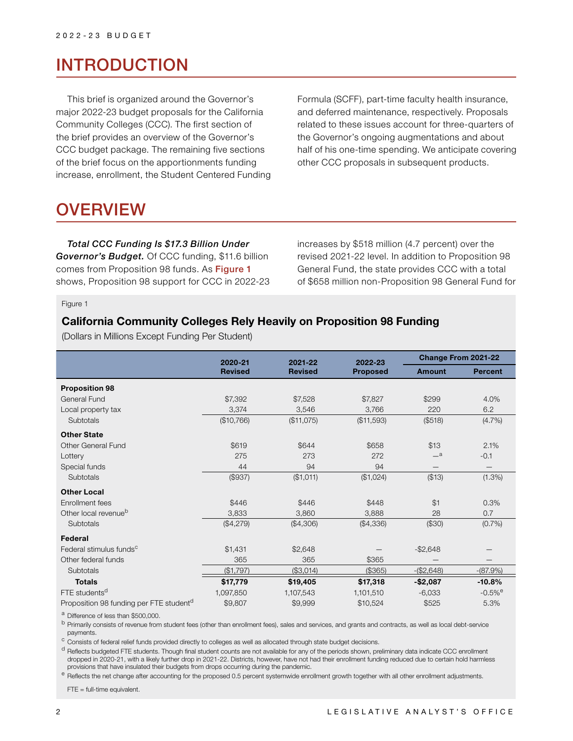## INTRODUCTION

This brief is organized around the Governor's major 2022-23 budget proposals for the California Community Colleges (CCC). The first section of the brief provides an overview of the Governor's CCC budget package. The remaining five sections of the brief focus on the apportionments funding increase, enrollment, the Student Centered Funding Formula (SCFF), part-time faculty health insurance, and deferred maintenance, respectively. Proposals related to these issues account for three-quarters of the Governor's ongoing augmentations and about half of his one-time spending. We anticipate covering other CCC proposals in subsequent products.

## OVERVIEW

***Total CCC Funding Is $17.3 Billion Under Governor's Budget.*** Of CCC funding, $11.6 billion comes from Proposition 98 funds. As **Figure 1** shows, Proposition 98 support for CCC in 2022-23 increases by $518 million (4.7 percent) over the revised 2021-22 level. In addition to Proposition 98 General Fund, the state provides CCC with a total of $658 million non-Proposition 98 General Fund for

Figure 1

**California Community Colleges Rely Heavily on Proposition 98 Funding**

(Dollars in Millions Except Funding Per Student)

| | 2020-21 Revised | 2021-22 Revised | 2022-23 Proposed | Change From 2021-22 | |
|---|---|---|---|---|---|
| | | | | Amount | Percent |
| **Proposition 98** | | | | | |
| General Fund | $7,392 | $7,528 | $7,827 | $299 | 4.0% |
| Local property tax | 3,374 | 3,546 | 3,766 | 220 | 6.2 |
| Subtotals | ($10,766) | ($11,075) | ($11,593) | ($518) | (4.7%) |
| **Other State** | | | | | |
| Other General Fund | $619 | $644 | $658 | $13 | 2.1% |
| Lottery | 275 | 273 | 272 | —[a] | -0.1 |
| Special funds | 44 | 94 | 94 | — | — |
| Subtotals | ($937) | ($1,011) | ($1,024) | ($13) | (1.3%) |
| **Other Local** | | | | | |
| Enrollment fees | $446 | $446 | $448 | $1 | 0.3% |
| Other local revenue[b] | 3,833 | 3,860 | 3,888 | 28 | 0.7 |
| Subtotals | ($4,279) | ($4,306) | ($4,336) | ($30) | (0.7%) |
| **Federal** | | | | | |
| Federal stimulus funds[c] | $1,431 | $2,648 | — | -$2,648 | — |
| Other federal funds | 365 | 365 | $365 | — | — |
| Subtotals | ($1,797) | ($3,014) | ($365) | -($2,648) | -(87.9%) |
| **Totals** | **$17,779** | **$19,405** | **$17,318** | **-$2,087** | **-10.8%** |
| FTE students[d] | 1,097,850 | 1,107,543 | 1,101,510 | -6,033 | -0.5%[e] |
| Proposition 98 funding per FTE student[d] | $9,807 | $9,999 | $10,524 | $525 | 5.3% |

[a] Difference of less than $500,000.

[b] Primarily consists of revenue from student fees (other than enrollment fees), sales and services, and grants and contracts, as well as local debt-service payments.

[c] Consists of federal relief funds provided directly to colleges as well as allocated through state budget decisions.

[d] Reflects budgeted FTE students. Though final student counts are not available for any of the periods shown, preliminary data indicate CCC enrollment dropped in 2020-21, with a likely further drop in 2021-22. Districts, however, have not had their enrollment funding reduced due to certain hold harmless provisions that have insulated their budgets from drops occurring during the pandemic.

[e] Reflects the net change after accounting for the proposed 0.5 percent systemwide enrollment growth together with all other enrollment adjustments.

FTE = full-time equivalent.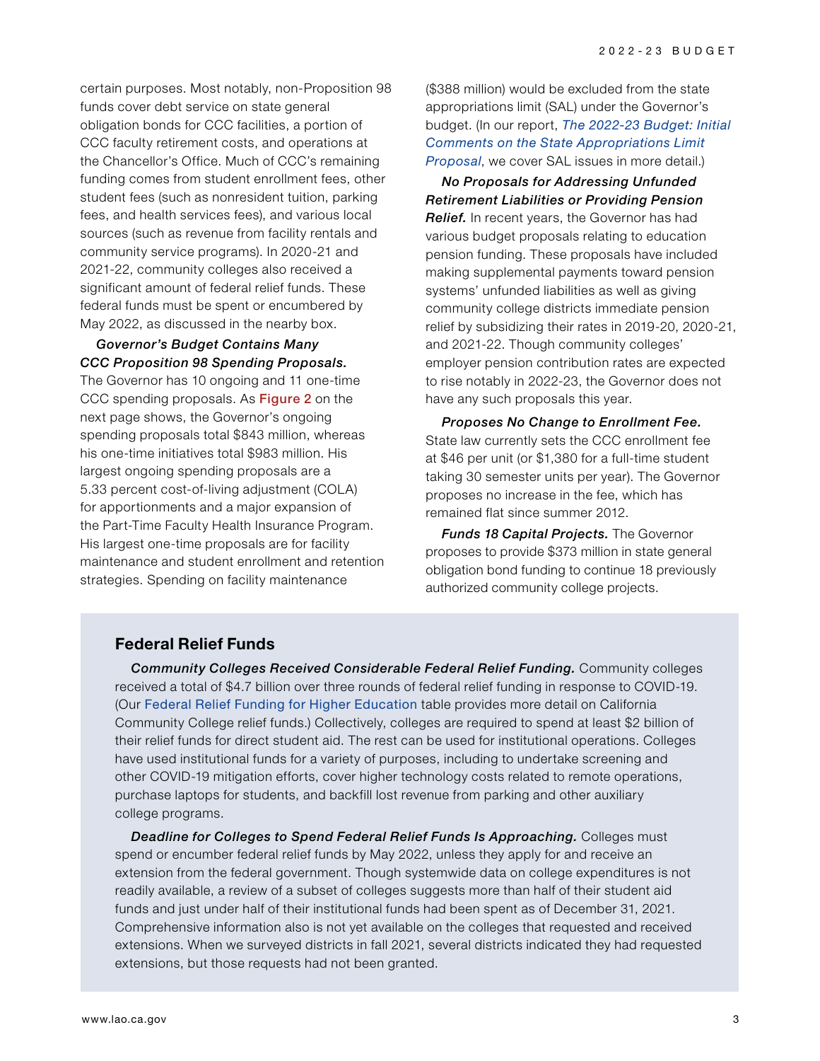certain purposes. Most notably, non-Proposition 98 funds cover debt service on state general obligation bonds for CCC facilities, a portion of CCC faculty retirement costs, and operations at the Chancellor's Office. Much of CCC's remaining funding comes from student enrollment fees, other student fees (such as nonresident tuition, parking fees, and health services fees), and various local sources (such as revenue from facility rentals and community service programs). In 2020-21 and 2021-22, community colleges also received a significant amount of federal relief funds. These federal funds must be spent or encumbered by May 2022, as discussed in the nearby box.

***Governor's Budget Contains Many CCC Proposition 98 Spending Proposals.*** The Governor has 10 ongoing and 11 one-time CCC spending proposals. As Figure 2 on the next page shows, the Governor's ongoing spending proposals total $843 million, whereas his one-time initiatives total $983 million. His largest ongoing spending proposals are a 5.33 percent cost-of-living adjustment (COLA) for apportionments and a major expansion of the Part-Time Faculty Health Insurance Program. His largest one-time proposals are for facility maintenance and student enrollment and retention strategies. Spending on facility maintenance ($388 million) would be excluded from the state appropriations limit (SAL) under the Governor's budget. (In our report, *The 2022-23 Budget: Initial Comments on the State Appropriations Limit Proposal*, we cover SAL issues in more detail.)

***No Proposals for Addressing Unfunded Retirement Liabilities or Providing Pension Relief.*** In recent years, the Governor has had various budget proposals relating to education pension funding. These proposals have included making supplemental payments toward pension systems' unfunded liabilities as well as giving community college districts immediate pension relief by subsidizing their rates in 2019-20, 2020-21, and 2021-22. Though community colleges' employer pension contribution rates are expected to rise notably in 2022-23, the Governor does not have any such proposals this year.

***Proposes No Change to Enrollment Fee.*** State law currently sets the CCC enrollment fee at $46 per unit (or $1,380 for a full-time student taking 30 semester units per year). The Governor proposes no increase in the fee, which has remained flat since summer 2012.

***Funds 18 Capital Projects.*** The Governor proposes to provide $373 million in state general obligation bond funding to continue 18 previously authorized community college projects.

## Federal Relief Funds

***Community Colleges Received Considerable Federal Relief Funding.*** Community colleges received a total of $4.7 billion over three rounds of federal relief funding in response to COVID-19. (Our Federal Relief Funding for Higher Education table provides more detail on California Community College relief funds.) Collectively, colleges are required to spend at least $2 billion of their relief funds for direct student aid. The rest can be used for institutional operations. Colleges have used institutional funds for a variety of purposes, including to undertake screening and other COVID-19 mitigation efforts, cover higher technology costs related to remote operations, purchase laptops for students, and backfill lost revenue from parking and other auxiliary college programs.

***Deadline for Colleges to Spend Federal Relief Funds Is Approaching.*** Colleges must spend or encumber federal relief funds by May 2022, unless they apply for and receive an extension from the federal government. Though systemwide data on college expenditures is not readily available, a review of a subset of colleges suggests more than half of their student aid funds and just under half of their institutional funds had been spent as of December 31, 2021. Comprehensive information also is not yet available on the colleges that requested and received extensions. When we surveyed districts in fall 2021, several districts indicated they had requested extensions, but those requests had not been granted.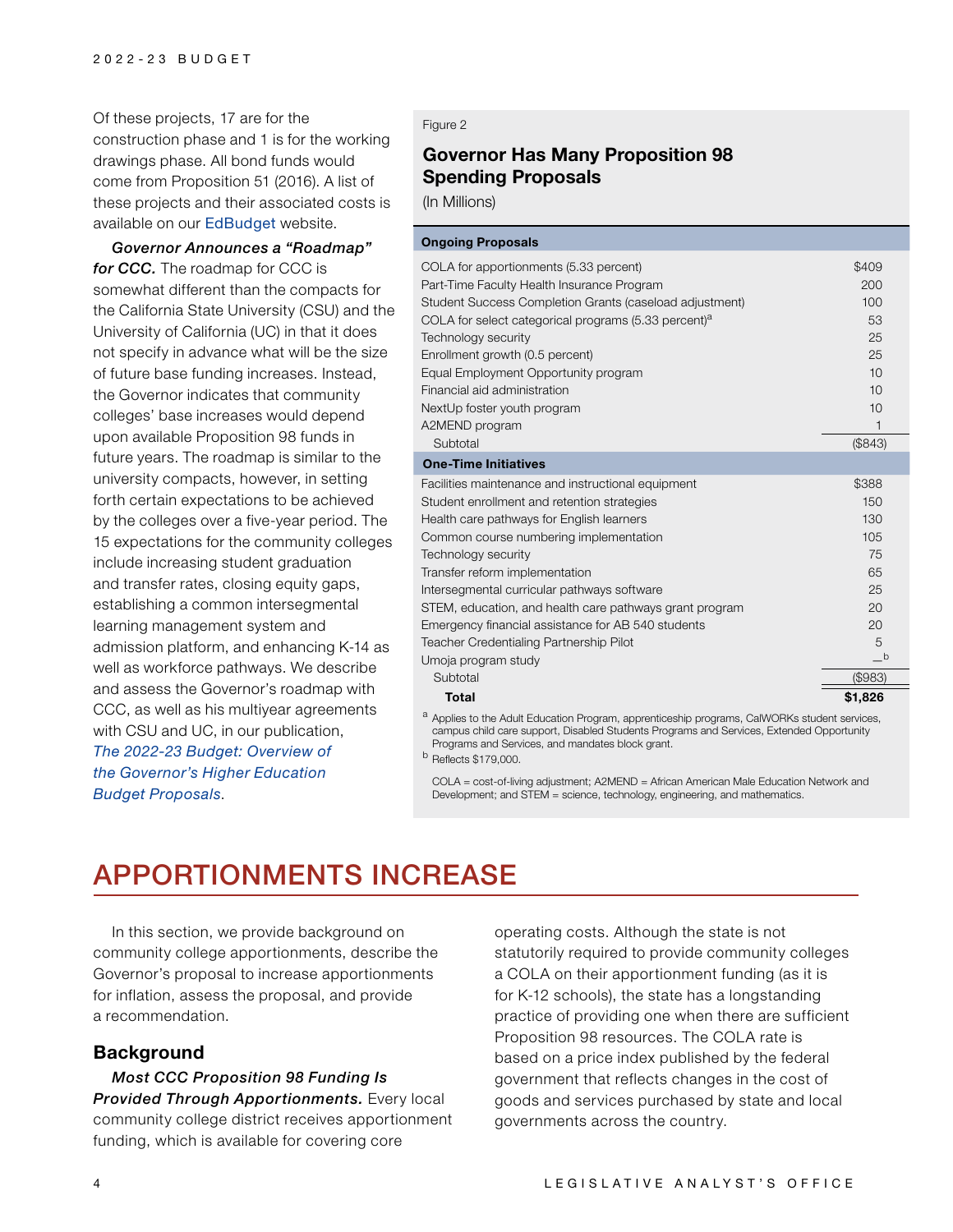Of these projects, 17 are for the construction phase and 1 is for the working drawings phase. All bond funds would come from Proposition 51 (2016). A list of these projects and their associated costs is available on our EdBudget website.

***Governor Announces a "Roadmap" for CCC.*** The roadmap for CCC is somewhat different than the compacts for the California State University (CSU) and the University of California (UC) in that it does not specify in advance what will be the size of future base funding increases. Instead, the Governor indicates that community colleges' base increases would depend upon available Proposition 98 funds in future years. The roadmap is similar to the university compacts, however, in setting forth certain expectations to be achieved by the colleges over a five-year period. The 15 expectations for the community colleges include increasing student graduation and transfer rates, closing equity gaps, establishing a common intersegmental learning management system and admission platform, and enhancing K-14 as well as workforce pathways. We describe and assess the Governor's roadmap with CCC, as well as his multiyear agreements with CSU and UC, in our publication, *The 2022-23 Budget: Overview of the Governor's Higher Education Budget Proposals*.

Figure 2

**Governor Has Many Proposition 98 Spending Proposals**

(In Millions)

| | |
|---|---|
| **Ongoing Proposals** | |
| COLA for apportionments (5.33 percent) | $409 |
| Part-Time Faculty Health Insurance Program | 200 |
| Student Success Completion Grants (caseload adjustment) | 100 |
| COLA for select categorical programs (5.33 percent)[a] | 53 |
| Technology security | 25 |
| Enrollment growth (0.5 percent) | 25 |
| Equal Employment Opportunity program | 10 |
| Financial aid administration | 10 |
| NextUp foster youth program | 10 |
| A2MEND program | 1 |
| Subtotal | ($843) |
| **One-Time Initiatives** | |
| Facilities maintenance and instructional equipment | $388 |
| Student enrollment and retention strategies | 150 |
| Health care pathways for English learners | 130 |
| Common course numbering implementation | 105 |
| Technology security | 75 |
| Transfer reform implementation | 65 |
| Intersegmental curricular pathways software | 25 |
| STEM, education, and health care pathways grant program | 20 |
| Emergency financial assistance for AB 540 students | 20 |
| Teacher Credentialing Partnership Pilot | 5 |
| Umoja program study | —[b] |
| Subtotal | ($983) |
| **Total** | **$1,826** |

[a] Applies to the Adult Education Program, apprenticeship programs, CalWORKs student services, campus child care support, Disabled Students Programs and Services, Extended Opportunity Programs and Services, and mandates block grant.

[b] Reflects $179,000.

COLA = cost-of-living adjustment; A2MEND = African American Male Education Network and Development; and STEM = science, technology, engineering, and mathematics.

# APPORTIONMENTS INCREASE

In this section, we provide background on community college apportionments, describe the Governor's proposal to increase apportionments for inflation, assess the proposal, and provide a recommendation.

## Background

***Most CCC Proposition 98 Funding Is Provided Through Apportionments.*** Every local community college district receives apportionment funding, which is available for covering core operating costs. Although the state is not statutorily required to provide community colleges a COLA on their apportionment funding (as it is for K-12 schools), the state has a longstanding practice of providing one when there are sufficient Proposition 98 resources. The COLA rate is based on a price index published by the federal government that reflects changes in the cost of goods and services purchased by state and local governments across the country.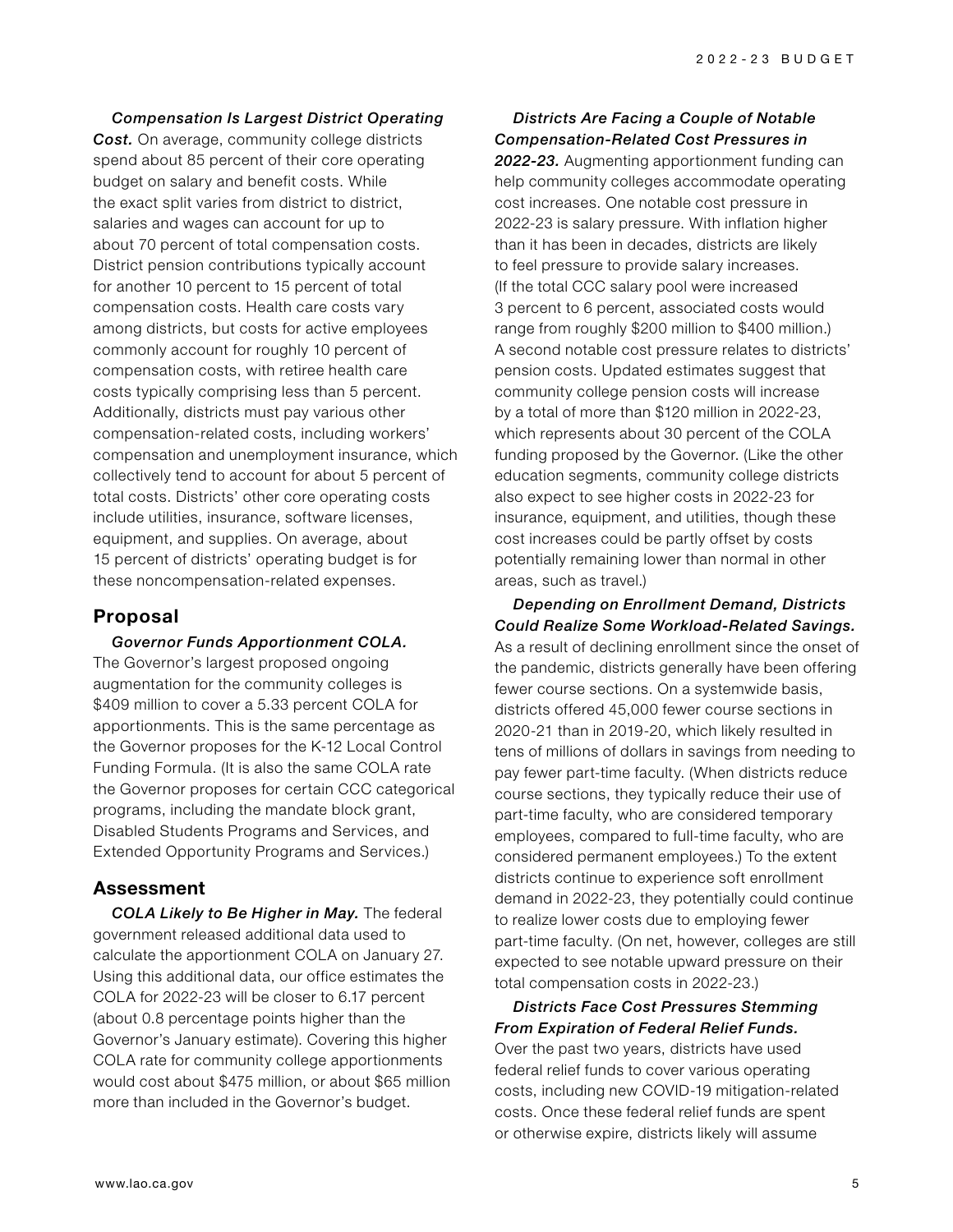***Compensation Is Largest District Operating Cost.*** On average, community college districts spend about 85 percent of their core operating budget on salary and benefit costs. While the exact split varies from district to district, salaries and wages can account for up to about 70 percent of total compensation costs. District pension contributions typically account for another 10 percent to 15 percent of total compensation costs. Health care costs vary among districts, but costs for active employees commonly account for roughly 10 percent of compensation costs, with retiree health care costs typically comprising less than 5 percent. Additionally, districts must pay various other compensation-related costs, including workers' compensation and unemployment insurance, which collectively tend to account for about 5 percent of total costs. Districts' other core operating costs include utilities, insurance, software licenses, equipment, and supplies. On average, about 15 percent of districts' operating budget is for these noncompensation-related expenses.

## Proposal

***Governor Funds Apportionment COLA.*** The Governor's largest proposed ongoing augmentation for the community colleges is $409 million to cover a 5.33 percent COLA for apportionments. This is the same percentage as the Governor proposes for the K-12 Local Control Funding Formula. (It is also the same COLA rate the Governor proposes for certain CCC categorical programs, including the mandate block grant, Disabled Students Programs and Services, and Extended Opportunity Programs and Services.)

## Assessment

***COLA Likely to Be Higher in May.*** The federal government released additional data used to calculate the apportionment COLA on January 27. Using this additional data, our office estimates the COLA for 2022-23 will be closer to 6.17 percent (about 0.8 percentage points higher than the Governor's January estimate). Covering this higher COLA rate for community college apportionments would cost about $475 million, or about $65 million more than included in the Governor's budget.

***Districts Are Facing a Couple of Notable Compensation-Related Cost Pressures in 2022-23.*** Augmenting apportionment funding can help community colleges accommodate operating cost increases. One notable cost pressure in 2022-23 is salary pressure. With inflation higher than it has been in decades, districts are likely to feel pressure to provide salary increases. (If the total CCC salary pool were increased 3 percent to 6 percent, associated costs would range from roughly $200 million to $400 million.) A second notable cost pressure relates to districts' pension costs. Updated estimates suggest that community college pension costs will increase by a total of more than $120 million in 2022-23, which represents about 30 percent of the COLA funding proposed by the Governor. (Like the other education segments, community college districts also expect to see higher costs in 2022-23 for insurance, equipment, and utilities, though these cost increases could be partly offset by costs potentially remaining lower than normal in other areas, such as travel.)

***Depending on Enrollment Demand, Districts Could Realize Some Workload-Related Savings.*** As a result of declining enrollment since the onset of the pandemic, districts generally have been offering fewer course sections. On a systemwide basis, districts offered 45,000 fewer course sections in 2020-21 than in 2019-20, which likely resulted in tens of millions of dollars in savings from needing to pay fewer part-time faculty. (When districts reduce course sections, they typically reduce their use of part-time faculty, who are considered temporary employees, compared to full-time faculty, who are considered permanent employees.) To the extent districts continue to experience soft enrollment demand in 2022-23, they potentially could continue to realize lower costs due to employing fewer part-time faculty. (On net, however, colleges are still expected to see notable upward pressure on their total compensation costs in 2022-23.)

***Districts Face Cost Pressures Stemming From Expiration of Federal Relief Funds.*** Over the past two years, districts have used federal relief funds to cover various operating costs, including new COVID-19 mitigation-related costs. Once these federal relief funds are spent or otherwise expire, districts likely will assume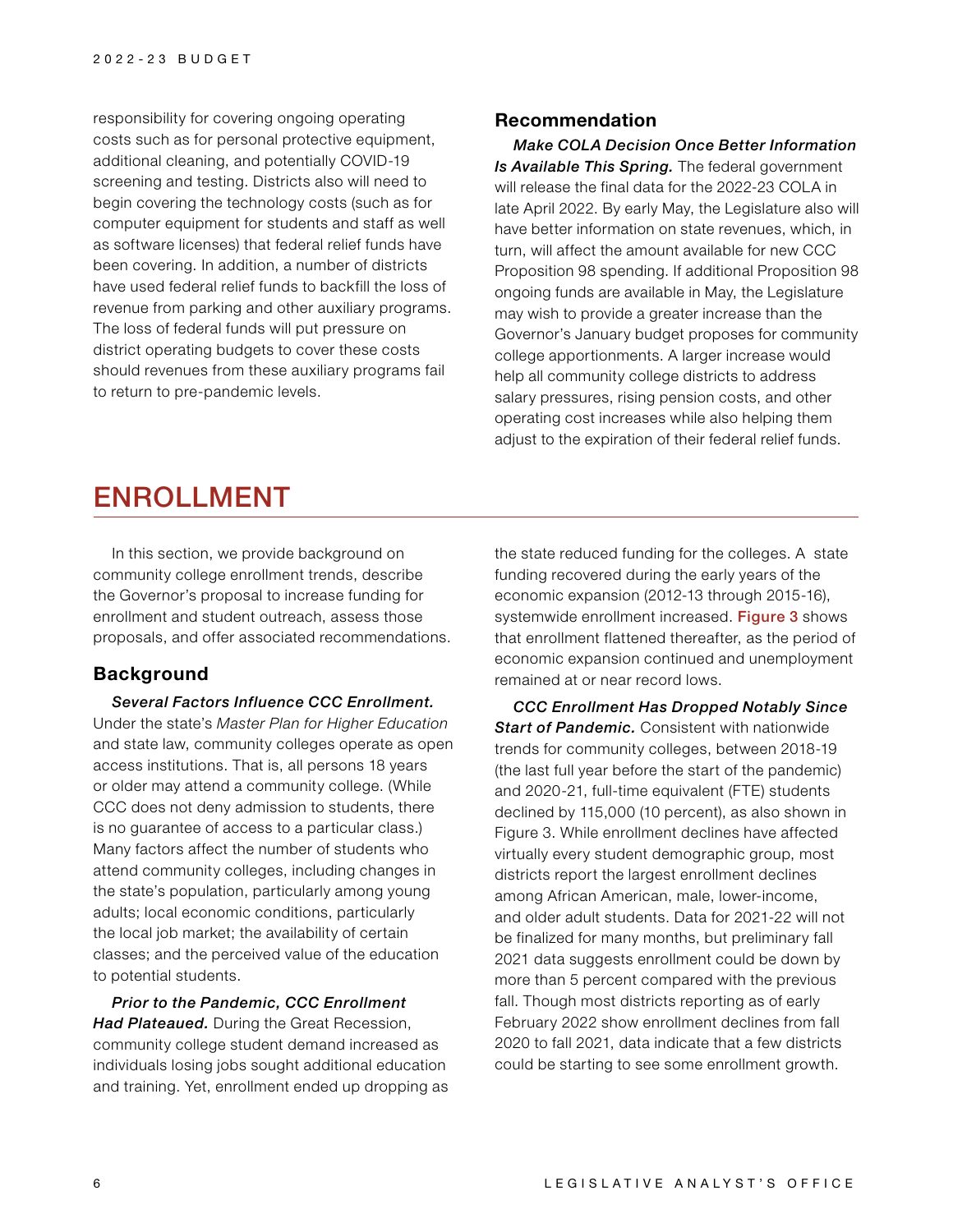responsibility for covering ongoing operating costs such as for personal protective equipment, additional cleaning, and potentially COVID-19 screening and testing. Districts also will need to begin covering the technology costs (such as for computer equipment for students and staff as well as software licenses) that federal relief funds have been covering. In addition, a number of districts have used federal relief funds to backfill the loss of revenue from parking and other auxiliary programs. The loss of federal funds will put pressure on district operating budgets to cover these costs should revenues from these auxiliary programs fail to return to pre-pandemic levels.

### Recommendation

***Make COLA Decision Once Better Information Is Available This Spring.*** The federal government will release the final data for the 2022-23 COLA in late April 2022. By early May, the Legislature also will have better information on state revenues, which, in turn, will affect the amount available for new CCC Proposition 98 spending. If additional Proposition 98 ongoing funds are available in May, the Legislature may wish to provide a greater increase than the Governor's January budget proposes for community college apportionments. A larger increase would help all community college districts to address salary pressures, rising pension costs, and other operating cost increases while also helping them adjust to the expiration of their federal relief funds.

## ENROLLMENT

In this section, we provide background on community college enrollment trends, describe the Governor's proposal to increase funding for enrollment and student outreach, assess those proposals, and offer associated recommendations.

### Background

***Several Factors Influence CCC Enrollment.*** Under the state's *Master Plan for Higher Education* and state law, community colleges operate as open access institutions. That is, all persons 18 years or older may attend a community college. (While CCC does not deny admission to students, there is no guarantee of access to a particular class.) Many factors affect the number of students who attend community colleges, including changes in the state's population, particularly among young adults; local economic conditions, particularly the local job market; the availability of certain classes; and the perceived value of the education to potential students.

***Prior to the Pandemic, CCC Enrollment Had Plateaued.*** During the Great Recession, community college student demand increased as individuals losing jobs sought additional education and training. Yet, enrollment ended up dropping as the state reduced funding for the colleges. A state funding recovered during the early years of the economic expansion (2012-13 through 2015-16), systemwide enrollment increased. Figure 3 shows that enrollment flattened thereafter, as the period of economic expansion continued and unemployment remained at or near record lows.

***CCC Enrollment Has Dropped Notably Since Start of Pandemic.*** Consistent with nationwide trends for community colleges, between 2018-19 (the last full year before the start of the pandemic) and 2020-21, full-time equivalent (FTE) students declined by 115,000 (10 percent), as also shown in Figure 3. While enrollment declines have affected virtually every student demographic group, most districts report the largest enrollment declines among African American, male, lower-income, and older adult students. Data for 2021-22 will not be finalized for many months, but preliminary fall 2021 data suggests enrollment could be down by more than 5 percent compared with the previous fall. Though most districts reporting as of early February 2022 show enrollment declines from fall 2020 to fall 2021, data indicate that a few districts could be starting to see some enrollment growth.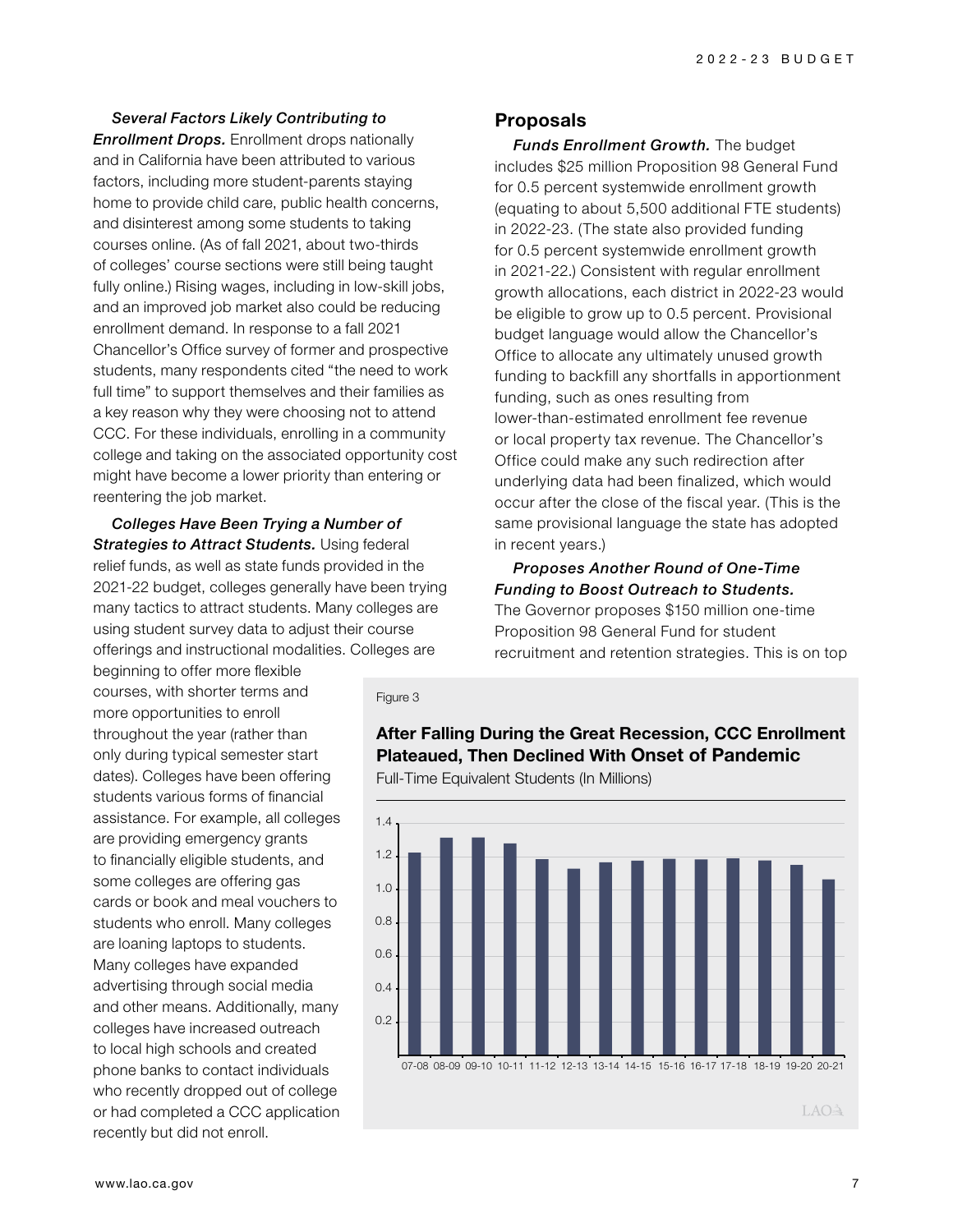***Several Factors Likely Contributing to Enrollment Drops.*** Enrollment drops nationally and in California have been attributed to various factors, including more student-parents staying home to provide child care, public health concerns, and disinterest among some students to taking courses online. (As of fall 2021, about two-thirds of colleges' course sections were still being taught fully online.) Rising wages, including in low-skill jobs, and an improved job market also could be reducing enrollment demand. In response to a fall 2021 Chancellor's Office survey of former and prospective students, many respondents cited "the need to work full time" to support themselves and their families as a key reason why they were choosing not to attend CCC. For these individuals, enrolling in a community college and taking on the associated opportunity cost might have become a lower priority than entering or reentering the job market.

***Colleges Have Been Trying a Number of Strategies to Attract Students.*** Using federal relief funds, as well as state funds provided in the 2021-22 budget, colleges generally have been trying many tactics to attract students. Many colleges are using student survey data to adjust their course offerings and instructional modalities. Colleges are beginning to offer more flexible courses, with shorter terms and more opportunities to enroll throughout the year (rather than only during typical semester start dates). Colleges have been offering students various forms of financial assistance. For example, all colleges are providing emergency grants to financially eligible students, and some colleges are offering gas cards or book and meal vouchers to students who enroll. Many colleges are loaning laptops to students. Many colleges have expanded advertising through social media and other means. Additionally, many colleges have increased outreach to local high schools and created phone banks to contact individuals who recently dropped out of college or had completed a CCC application recently but did not enroll.

## Proposals

***Funds Enrollment Growth.*** The budget includes $25 million Proposition 98 General Fund for 0.5 percent systemwide enrollment growth (equating to about 5,500 additional FTE students) in 2022-23. (The state also provided funding for 0.5 percent systemwide enrollment growth in 2021-22.) Consistent with regular enrollment growth allocations, each district in 2022-23 would be eligible to grow up to 0.5 percent. Provisional budget language would allow the Chancellor's Office to allocate any ultimately unused growth funding to backfill any shortfalls in apportionment funding, such as ones resulting from lower-than-estimated enrollment fee revenue or local property tax revenue. The Chancellor's Office could make any such redirection after underlying data had been finalized, which would occur after the close of the fiscal year. (This is the same provisional language the state has adopted in recent years.)

***Proposes Another Round of One-Time Funding to Boost Outreach to Students.*** The Governor proposes $150 million one-time Proposition 98 General Fund for student recruitment and retention strategies. This is on top

Figure 3

**After Falling During the Great Recession, CCC Enrollment Plateaued, Then Declined With Onset of Pandemic**

Full-Time Equivalent Students (In Millions)

| Year | FTE Students (Millions, approx.) |
|---|---|
| 07-08 | 1.22 |
| 08-09 | 1.31 |
| 09-10 | 1.31 |
| 10-11 | 1.28 |
| 11-12 | 1.18 |
| 12-13 | 1.12 |
| 13-14 | 1.16 |
| 14-15 | 1.17 |
| 15-16 | 1.18 |
| 16-17 | 1.18 |
| 17-18 | 1.19 |
| 18-19 | 1.17 |
| 19-20 | 1.15 |
| 20-21 | 1.06 |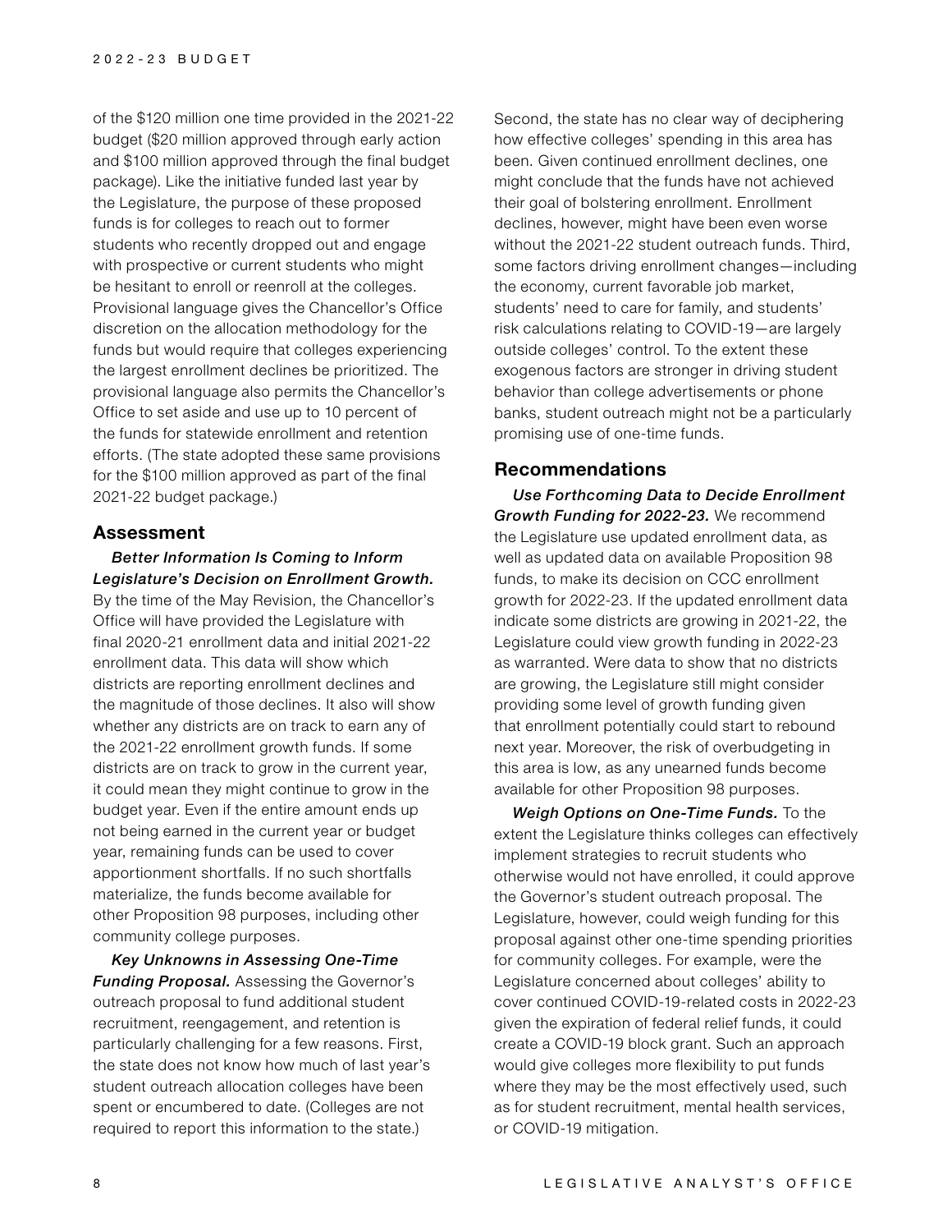of the $120 million one time provided in the 2021-22 budget ($20 million approved through early action and $100 million approved through the final budget package). Like the initiative funded last year by the Legislature, the purpose of these proposed funds is for colleges to reach out to former students who recently dropped out and engage with prospective or current students who might be hesitant to enroll or reenroll at the colleges. Provisional language gives the Chancellor's Office discretion on the allocation methodology for the funds but would require that colleges experiencing the largest enrollment declines be prioritized. The provisional language also permits the Chancellor's Office to set aside and use up to 10 percent of the funds for statewide enrollment and retention efforts. (The state adopted these same provisions for the $100 million approved as part of the final 2021-22 budget package.)

## Assessment

***Better Information Is Coming to Inform Legislature's Decision on Enrollment Growth.*** By the time of the May Revision, the Chancellor's Office will have provided the Legislature with final 2020-21 enrollment data and initial 2021-22 enrollment data. This data will show which districts are reporting enrollment declines and the magnitude of those declines. It also will show whether any districts are on track to earn any of the 2021-22 enrollment growth funds. If some districts are on track to grow in the current year, it could mean they might continue to grow in the budget year. Even if the entire amount ends up not being earned in the current year or budget year, remaining funds can be used to cover apportionment shortfalls. If no such shortfalls materialize, the funds become available for other Proposition 98 purposes, including other community college purposes.

***Key Unknowns in Assessing One-Time Funding Proposal.*** Assessing the Governor's outreach proposal to fund additional student recruitment, reengagement, and retention is particularly challenging for a few reasons. First, the state does not know how much of last year's student outreach allocation colleges have been spent or encumbered to date. (Colleges are not required to report this information to the state.) Second, the state has no clear way of deciphering how effective colleges' spending in this area has been. Given continued enrollment declines, one might conclude that the funds have not achieved their goal of bolstering enrollment. Enrollment declines, however, might have been even worse without the 2021-22 student outreach funds. Third, some factors driving enrollment changes—including the economy, current favorable job market, students' need to care for family, and students' risk calculations relating to COVID-19—are largely outside colleges' control. To the extent these exogenous factors are stronger in driving student behavior than college advertisements or phone banks, student outreach might not be a particularly promising use of one-time funds.

## Recommendations

***Use Forthcoming Data to Decide Enrollment Growth Funding for 2022-23.*** We recommend the Legislature use updated enrollment data, as well as updated data on available Proposition 98 funds, to make its decision on CCC enrollment growth for 2022-23. If the updated enrollment data indicate some districts are growing in 2021-22, the Legislature could view growth funding in 2022-23 as warranted. Were data to show that no districts are growing, the Legislature still might consider providing some level of growth funding given that enrollment potentially could start to rebound next year. Moreover, the risk of overbudgeting in this area is low, as any unearned funds become available for other Proposition 98 purposes.

***Weigh Options on One-Time Funds.*** To the extent the Legislature thinks colleges can effectively implement strategies to recruit students who otherwise would not have enrolled, it could approve the Governor's student outreach proposal. The Legislature, however, could weigh funding for this proposal against other one-time spending priorities for community colleges. For example, were the Legislature concerned about colleges' ability to cover continued COVID-19-related costs in 2022-23 given the expiration of federal relief funds, it could create a COVID-19 block grant. Such an approach would give colleges more flexibility to put funds where they may be the most effectively used, such as for student recruitment, mental health services, or COVID-19 mitigation.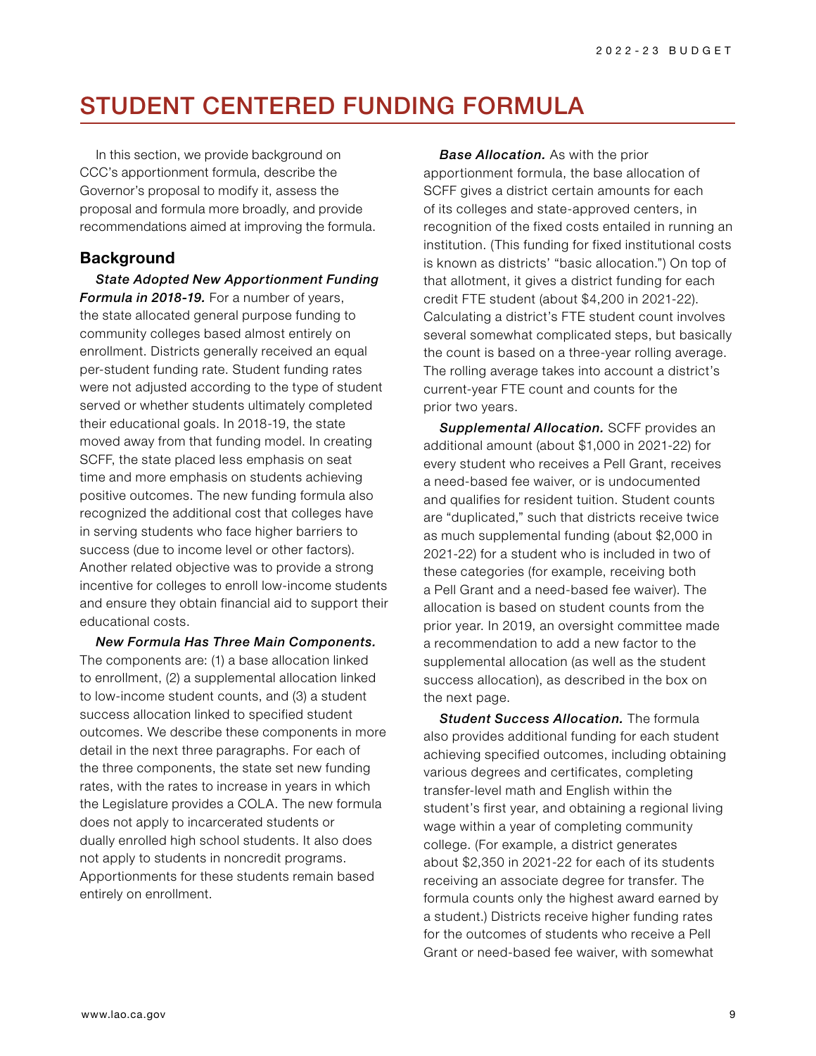# STUDENT CENTERED FUNDING FORMULA

In this section, we provide background on CCC's apportionment formula, describe the Governor's proposal to modify it, assess the proposal and formula more broadly, and provide recommendations aimed at improving the formula.

## Background

***State Adopted New Apportionment Funding Formula in 2018-19.*** For a number of years, the state allocated general purpose funding to community colleges based almost entirely on enrollment. Districts generally received an equal per-student funding rate. Student funding rates were not adjusted according to the type of student served or whether students ultimately completed their educational goals. In 2018-19, the state moved away from that funding model. In creating SCFF, the state placed less emphasis on seat time and more emphasis on students achieving positive outcomes. The new funding formula also recognized the additional cost that colleges have in serving students who face higher barriers to success (due to income level or other factors). Another related objective was to provide a strong incentive for colleges to enroll low-income students and ensure they obtain financial aid to support their educational costs.

***New Formula Has Three Main Components.*** The components are: (1) a base allocation linked to enrollment, (2) a supplemental allocation linked to low-income student counts, and (3) a student success allocation linked to specified student outcomes. We describe these components in more detail in the next three paragraphs. For each of the three components, the state set new funding rates, with the rates to increase in years in which the Legislature provides a COLA. The new formula does not apply to incarcerated students or dually enrolled high school students. It also does not apply to students in noncredit programs. Apportionments for these students remain based entirely on enrollment.

***Base Allocation.*** As with the prior apportionment formula, the base allocation of SCFF gives a district certain amounts for each of its colleges and state-approved centers, in recognition of the fixed costs entailed in running an institution. (This funding for fixed institutional costs is known as districts' "basic allocation.") On top of that allotment, it gives a district funding for each credit FTE student (about $4,200 in 2021-22). Calculating a district's FTE student count involves several somewhat complicated steps, but basically the count is based on a three-year rolling average. The rolling average takes into account a district's current-year FTE count and counts for the prior two years.

***Supplemental Allocation.*** SCFF provides an additional amount (about $1,000 in 2021-22) for every student who receives a Pell Grant, receives a need-based fee waiver, or is undocumented and qualifies for resident tuition. Student counts are "duplicated," such that districts receive twice as much supplemental funding (about $2,000 in 2021-22) for a student who is included in two of these categories (for example, receiving both a Pell Grant and a need-based fee waiver). The allocation is based on student counts from the prior year. In 2019, an oversight committee made a recommendation to add a new factor to the supplemental allocation (as well as the student success allocation), as described in the box on the next page.

***Student Success Allocation.*** The formula also provides additional funding for each student achieving specified outcomes, including obtaining various degrees and certificates, completing transfer-level math and English within the student's first year, and obtaining a regional living wage within a year of completing community college. (For example, a district generates about $2,350 in 2021-22 for each of its students receiving an associate degree for transfer. The formula counts only the highest award earned by a student.) Districts receive higher funding rates for the outcomes of students who receive a Pell Grant or need-based fee waiver, with somewhat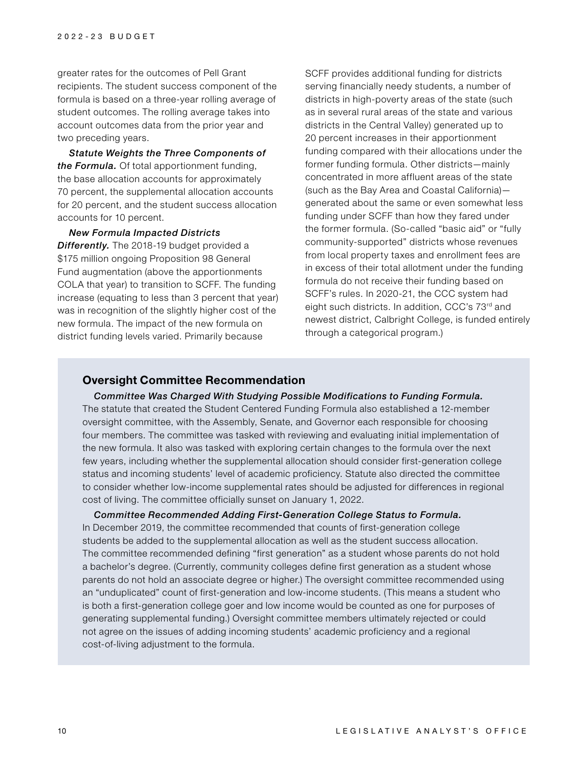greater rates for the outcomes of Pell Grant recipients. The student success component of the formula is based on a three-year rolling average of student outcomes. The rolling average takes into account outcomes data from the prior year and two preceding years.

***Statute Weights the Three Components of the Formula.*** Of total apportionment funding, the base allocation accounts for approximately 70 percent, the supplemental allocation accounts for 20 percent, and the student success allocation accounts for 10 percent.

***New Formula Impacted Districts Differently.*** The 2018-19 budget provided a $175 million ongoing Proposition 98 General Fund augmentation (above the apportionments COLA that year) to transition to SCFF. The funding increase (equating to less than 3 percent that year) was in recognition of the slightly higher cost of the new formula. The impact of the new formula on district funding levels varied. Primarily because SCFF provides additional funding for districts serving financially needy students, a number of districts in high-poverty areas of the state (such as in several rural areas of the state and various districts in the Central Valley) generated up to 20 percent increases in their apportionment funding compared with their allocations under the former funding formula. Other districts—mainly concentrated in more affluent areas of the state (such as the Bay Area and Coastal California)—generated about the same or even somewhat less funding under SCFF than how they fared under the former formula. (So-called "basic aid" or "fully community-supported" districts whose revenues from local property taxes and enrollment fees are in excess of their total allotment under the funding formula do not receive their funding based on SCFF's rules. In 2020-21, the CCC system had eight such districts. In addition, CCC's 73rd and newest district, Calbright College, is funded entirely through a categorical program.)

## Oversight Committee Recommendation

***Committee Was Charged With Studying Possible Modifications to Funding Formula.*** The statute that created the Student Centered Funding Formula also established a 12-member oversight committee, with the Assembly, Senate, and Governor each responsible for choosing four members. The committee was tasked with reviewing and evaluating initial implementation of the new formula. It also was tasked with exploring certain changes to the formula over the next few years, including whether the supplemental allocation should consider first-generation college status and incoming students' level of academic proficiency. Statute also directed the committee to consider whether low-income supplemental rates should be adjusted for differences in regional cost of living. The committee officially sunset on January 1, 2022.

***Committee Recommended Adding First-Generation College Status to Formula.*** In December 2019, the committee recommended that counts of first-generation college students be added to the supplemental allocation as well as the student success allocation. The committee recommended defining "first generation" as a student whose parents do not hold a bachelor's degree. (Currently, community colleges define first generation as a student whose parents do not hold an associate degree or higher.) The oversight committee recommended using an "unduplicated" count of first-generation and low-income students. (This means a student who is both a first-generation college goer and low income would be counted as one for purposes of generating supplemental funding.) Oversight committee members ultimately rejected or could not agree on the issues of adding incoming students' academic proficiency and a regional cost-of-living adjustment to the formula.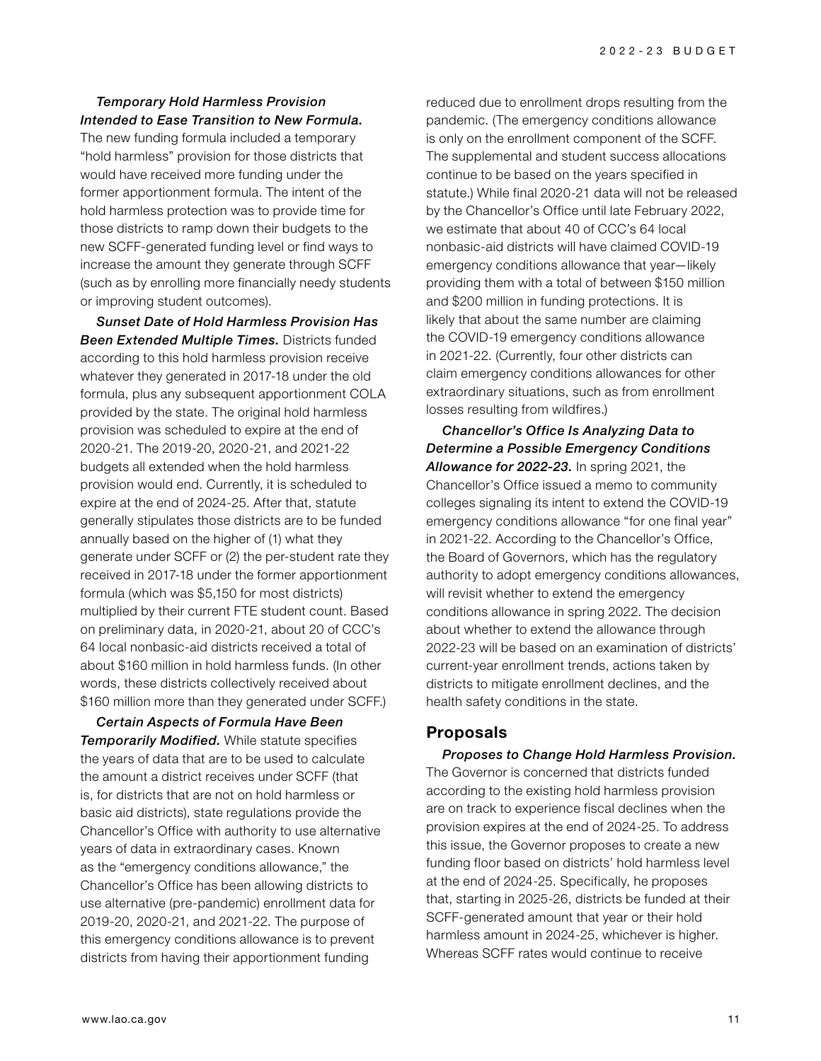***Temporary Hold Harmless Provision Intended to Ease Transition to New Formula.*** The new funding formula included a temporary "hold harmless" provision for those districts that would have received more funding under the former apportionment formula. The intent of the hold harmless protection was to provide time for those districts to ramp down their budgets to the new SCFF-generated funding level or find ways to increase the amount they generate through SCFF (such as by enrolling more financially needy students or improving student outcomes).

***Sunset Date of Hold Harmless Provision Has Been Extended Multiple Times.*** Districts funded according to this hold harmless provision receive whatever they generated in 2017-18 under the old formula, plus any subsequent apportionment COLA provided by the state. The original hold harmless provision was scheduled to expire at the end of 2020-21. The 2019-20, 2020-21, and 2021-22 budgets all extended when the hold harmless provision would end. Currently, it is scheduled to expire at the end of 2024-25. After that, statute generally stipulates those districts are to be funded annually based on the higher of (1) what they generate under SCFF or (2) the per-student rate they received in 2017-18 under the former apportionment formula (which was $5,150 for most districts) multiplied by their current FTE student count. Based on preliminary data, in 2020-21, about 20 of CCC's 64 local nonbasic-aid districts received a total of about $160 million in hold harmless funds. (In other words, these districts collectively received about $160 million more than they generated under SCFF.)

***Certain Aspects of Formula Have Been Temporarily Modified.*** While statute specifies the years of data that are to be used to calculate the amount a district receives under SCFF (that is, for districts that are not on hold harmless or basic aid districts), state regulations provide the Chancellor's Office with authority to use alternative years of data in extraordinary cases. Known as the "emergency conditions allowance," the Chancellor's Office has been allowing districts to use alternative (pre-pandemic) enrollment data for 2019-20, 2020-21, and 2021-22. The purpose of this emergency conditions allowance is to prevent districts from having their apportionment funding reduced due to enrollment drops resulting from the pandemic. (The emergency conditions allowance is only on the enrollment component of the SCFF. The supplemental and student success allocations continue to be based on the years specified in statute.) While final 2020-21 data will not be released by the Chancellor's Office until late February 2022, we estimate that about 40 of CCC's 64 local nonbasic-aid districts will have claimed COVID-19 emergency conditions allowance that year—likely providing them with a total of between $150 million and $200 million in funding protections. It is likely that about the same number are claiming the COVID-19 emergency conditions allowance in 2021-22. (Currently, four other districts can claim emergency conditions allowances for other extraordinary situations, such as from enrollment losses resulting from wildfires.)

***Chancellor's Office Is Analyzing Data to Determine a Possible Emergency Conditions Allowance for 2022-23.*** In spring 2021, the Chancellor's Office issued a memo to community colleges signaling its intent to extend the COVID-19 emergency conditions allowance "for one final year" in 2021-22. According to the Chancellor's Office, the Board of Governors, which has the regulatory authority to adopt emergency conditions allowances, will revisit whether to extend the emergency conditions allowance in spring 2022. The decision about whether to extend the allowance through 2022-23 will be based on an examination of districts' current-year enrollment trends, actions taken by districts to mitigate enrollment declines, and the health safety conditions in the state.

## Proposals

***Proposes to Change Hold Harmless Provision.*** The Governor is concerned that districts funded according to the existing hold harmless provision are on track to experience fiscal declines when the provision expires at the end of 2024-25. To address this issue, the Governor proposes to create a new funding floor based on districts' hold harmless level at the end of 2024-25. Specifically, he proposes that, starting in 2025-26, districts be funded at their SCFF-generated amount that year or their hold harmless amount in 2024-25, whichever is higher. Whereas SCFF rates would continue to receive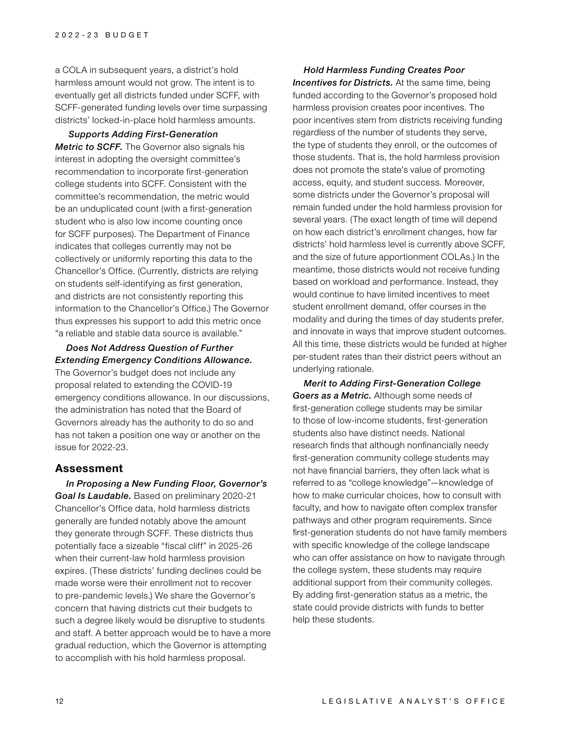a COLA in subsequent years, a district's hold harmless amount would not grow. The intent is to eventually get all districts funded under SCFF, with SCFF-generated funding levels over time surpassing districts' locked-in-place hold harmless amounts.

***Supports Adding First-Generation Metric to SCFF.*** The Governor also signals his interest in adopting the oversight committee's recommendation to incorporate first-generation college students into SCFF. Consistent with the committee's recommendation, the metric would be an unduplicated count (with a first-generation student who is also low income counting once for SCFF purposes). The Department of Finance indicates that colleges currently may not be collectively or uniformly reporting this data to the Chancellor's Office. (Currently, districts are relying on students self-identifying as first generation, and districts are not consistently reporting this information to the Chancellor's Office.) The Governor thus expresses his support to add this metric once "a reliable and stable data source is available."

***Does Not Address Question of Further Extending Emergency Conditions Allowance.*** The Governor's budget does not include any proposal related to extending the COVID-19 emergency conditions allowance. In our discussions, the administration has noted that the Board of Governors already has the authority to do so and has not taken a position one way or another on the issue for 2022-23.

## Assessment

***In Proposing a New Funding Floor, Governor's Goal Is Laudable.*** Based on preliminary 2020-21 Chancellor's Office data, hold harmless districts generally are funded notably above the amount they generate through SCFF. These districts thus potentially face a sizeable "fiscal cliff" in 2025-26 when their current-law hold harmless provision expires. (These districts' funding declines could be made worse were their enrollment not to recover to pre-pandemic levels.) We share the Governor's concern that having districts cut their budgets to such a degree likely would be disruptive to students and staff. A better approach would be to have a more gradual reduction, which the Governor is attempting to accomplish with his hold harmless proposal.

***Hold Harmless Funding Creates Poor Incentives for Districts.*** At the same time, being funded according to the Governor's proposed hold harmless provision creates poor incentives. The poor incentives stem from districts receiving funding regardless of the number of students they serve, the type of students they enroll, or the outcomes of those students. That is, the hold harmless provision does not promote the state's value of promoting access, equity, and student success. Moreover, some districts under the Governor's proposal will remain funded under the hold harmless provision for several years. (The exact length of time will depend on how each district's enrollment changes, how far districts' hold harmless level is currently above SCFF, and the size of future apportionment COLAs.) In the meantime, those districts would not receive funding based on workload and performance. Instead, they would continue to have limited incentives to meet student enrollment demand, offer courses in the modality and during the times of day students prefer, and innovate in ways that improve student outcomes. All this time, these districts would be funded at higher per-student rates than their district peers without an underlying rationale.

***Merit to Adding First-Generation College Goers as a Metric.*** Although some needs of first-generation college students may be similar to those of low-income students, first-generation students also have distinct needs. National research finds that although nonfinancially needy first-generation community college students may not have financial barriers, they often lack what is referred to as "college knowledge"—knowledge of how to make curricular choices, how to consult with faculty, and how to navigate often complex transfer pathways and other program requirements. Since first-generation students do not have family members with specific knowledge of the college landscape who can offer assistance on how to navigate through the college system, these students may require additional support from their community colleges. By adding first-generation status as a metric, the state could provide districts with funds to better help these students.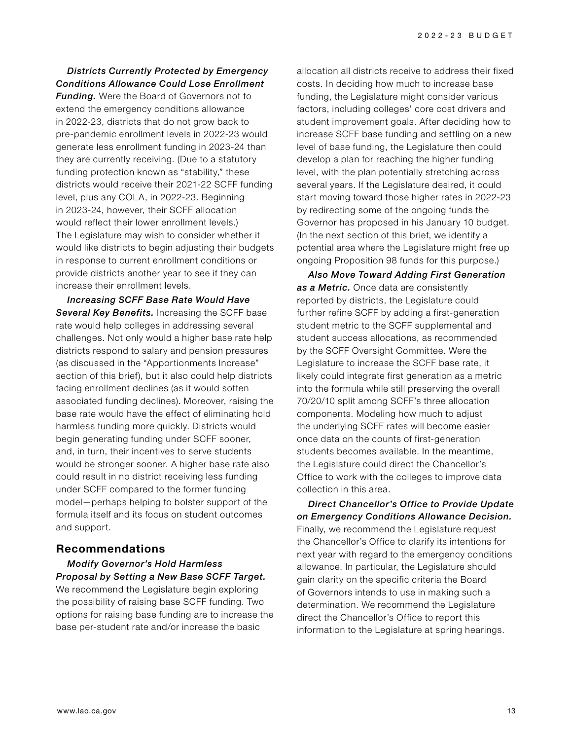***Districts Currently Protected by Emergency Conditions Allowance Could Lose Enrollment Funding.*** Were the Board of Governors not to extend the emergency conditions allowance in 2022-23, districts that do not grow back to pre-pandemic enrollment levels in 2022-23 would generate less enrollment funding in 2023-24 than they are currently receiving. (Due to a statutory funding protection known as "stability," these districts would receive their 2021-22 SCFF funding level, plus any COLA, in 2022-23. Beginning in 2023-24, however, their SCFF allocation would reflect their lower enrollment levels.) The Legislature may wish to consider whether it would like districts to begin adjusting their budgets in response to current enrollment conditions or provide districts another year to see if they can increase their enrollment levels.

***Increasing SCFF Base Rate Would Have Several Key Benefits.*** Increasing the SCFF base rate would help colleges in addressing several challenges. Not only would a higher base rate help districts respond to salary and pension pressures (as discussed in the "Apportionments Increase" section of this brief), but it also could help districts facing enrollment declines (as it would soften associated funding declines). Moreover, raising the base rate would have the effect of eliminating hold harmless funding more quickly. Districts would begin generating funding under SCFF sooner, and, in turn, their incentives to serve students would be stronger sooner. A higher base rate also could result in no district receiving less funding under SCFF compared to the former funding model—perhaps helping to bolster support of the formula itself and its focus on student outcomes and support.

## Recommendations

***Modify Governor's Hold Harmless Proposal by Setting a New Base SCFF Target.*** We recommend the Legislature begin exploring the possibility of raising base SCFF funding. Two options for raising base funding are to increase the base per-student rate and/or increase the basic allocation all districts receive to address their fixed costs. In deciding how much to increase base funding, the Legislature might consider various factors, including colleges' core cost drivers and student improvement goals. After deciding how to increase SCFF base funding and settling on a new level of base funding, the Legislature then could develop a plan for reaching the higher funding level, with the plan potentially stretching across several years. If the Legislature desired, it could start moving toward those higher rates in 2022-23 by redirecting some of the ongoing funds the Governor has proposed in his January 10 budget. (In the next section of this brief, we identify a potential area where the Legislature might free up ongoing Proposition 98 funds for this purpose.)

***Also Move Toward Adding First Generation as a Metric.*** Once data are consistently reported by districts, the Legislature could further refine SCFF by adding a first-generation student metric to the SCFF supplemental and student success allocations, as recommended by the SCFF Oversight Committee. Were the Legislature to increase the SCFF base rate, it likely could integrate first generation as a metric into the formula while still preserving the overall 70/20/10 split among SCFF's three allocation components. Modeling how much to adjust the underlying SCFF rates will become easier once data on the counts of first-generation students becomes available. In the meantime, the Legislature could direct the Chancellor's Office to work with the colleges to improve data collection in this area.

***Direct Chancellor's Office to Provide Update on Emergency Conditions Allowance Decision.*** Finally, we recommend the Legislature request the Chancellor's Office to clarify its intentions for next year with regard to the emergency conditions allowance. In particular, the Legislature should gain clarity on the specific criteria the Board of Governors intends to use in making such a determination. We recommend the Legislature direct the Chancellor's Office to report this information to the Legislature at spring hearings.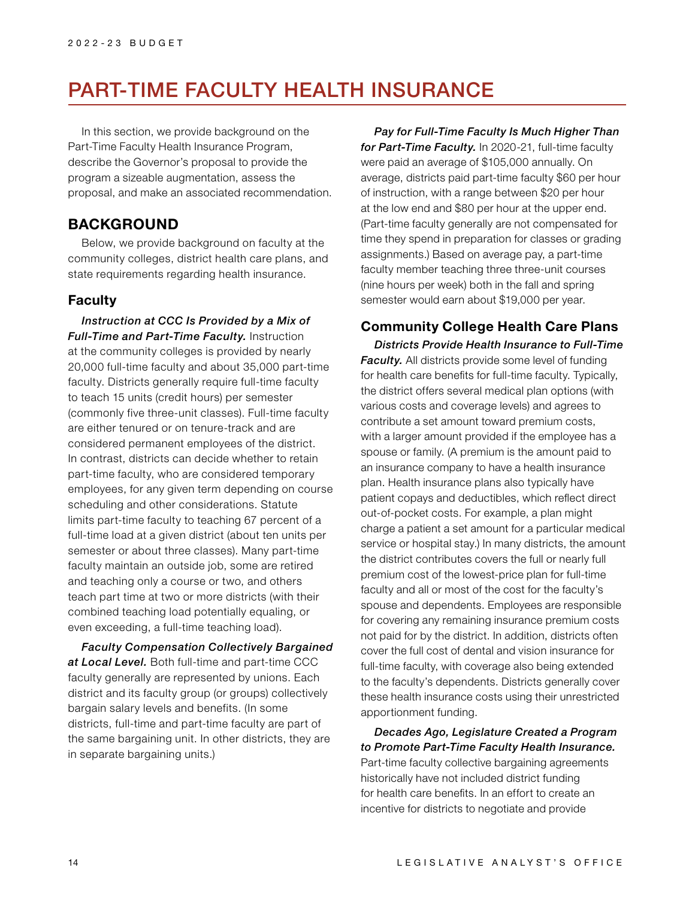# PART-TIME FACULTY HEALTH INSURANCE

In this section, we provide background on the Part-Time Faculty Health Insurance Program, describe the Governor's proposal to provide the program a sizeable augmentation, assess the proposal, and make an associated recommendation.

## BACKGROUND

Below, we provide background on faculty at the community colleges, district health care plans, and state requirements regarding health insurance.

### Faculty

***Instruction at CCC Is Provided by a Mix of Full-Time and Part-Time Faculty.*** Instruction at the community colleges is provided by nearly 20,000 full-time faculty and about 35,000 part-time faculty. Districts generally require full-time faculty to teach 15 units (credit hours) per semester (commonly five three-unit classes). Full-time faculty are either tenured or on tenure-track and are considered permanent employees of the district. In contrast, districts can decide whether to retain part-time faculty, who are considered temporary employees, for any given term depending on course scheduling and other considerations. Statute limits part-time faculty to teaching 67 percent of a full-time load at a given district (about ten units per semester or about three classes). Many part-time faculty maintain an outside job, some are retired and teaching only a course or two, and others teach part time at two or more districts (with their combined teaching load potentially equaling, or even exceeding, a full-time teaching load).

***Faculty Compensation Collectively Bargained at Local Level.*** Both full-time and part-time CCC faculty generally are represented by unions. Each district and its faculty group (or groups) collectively bargain salary levels and benefits. (In some districts, full-time and part-time faculty are part of the same bargaining unit. In other districts, they are in separate bargaining units.)

***Pay for Full-Time Faculty Is Much Higher Than for Part-Time Faculty.*** In 2020-21, full-time faculty were paid an average of $105,000 annually. On average, districts paid part-time faculty $60 per hour of instruction, with a range between $20 per hour at the low end and $80 per hour at the upper end. (Part-time faculty generally are not compensated for time they spend in preparation for classes or grading assignments.) Based on average pay, a part-time faculty member teaching three three-unit courses (nine hours per week) both in the fall and spring semester would earn about $19,000 per year.

### Community College Health Care Plans

***Districts Provide Health Insurance to Full-Time Faculty.*** All districts provide some level of funding for health care benefits for full-time faculty. Typically, the district offers several medical plan options (with various costs and coverage levels) and agrees to contribute a set amount toward premium costs, with a larger amount provided if the employee has a spouse or family. (A premium is the amount paid to an insurance company to have a health insurance plan. Health insurance plans also typically have patient copays and deductibles, which reflect direct out-of-pocket costs. For example, a plan might charge a patient a set amount for a particular medical service or hospital stay.) In many districts, the amount the district contributes covers the full or nearly full premium cost of the lowest-price plan for full-time faculty and all or most of the cost for the faculty's spouse and dependents. Employees are responsible for covering any remaining insurance premium costs not paid for by the district. In addition, districts often cover the full cost of dental and vision insurance for full-time faculty, with coverage also being extended to the faculty's dependents. Districts generally cover these health insurance costs using their unrestricted apportionment funding.

***Decades Ago, Legislature Created a Program to Promote Part-Time Faculty Health Insurance.*** Part-time faculty collective bargaining agreements historically have not included district funding for health care benefits. In an effort to create an incentive for districts to negotiate and provide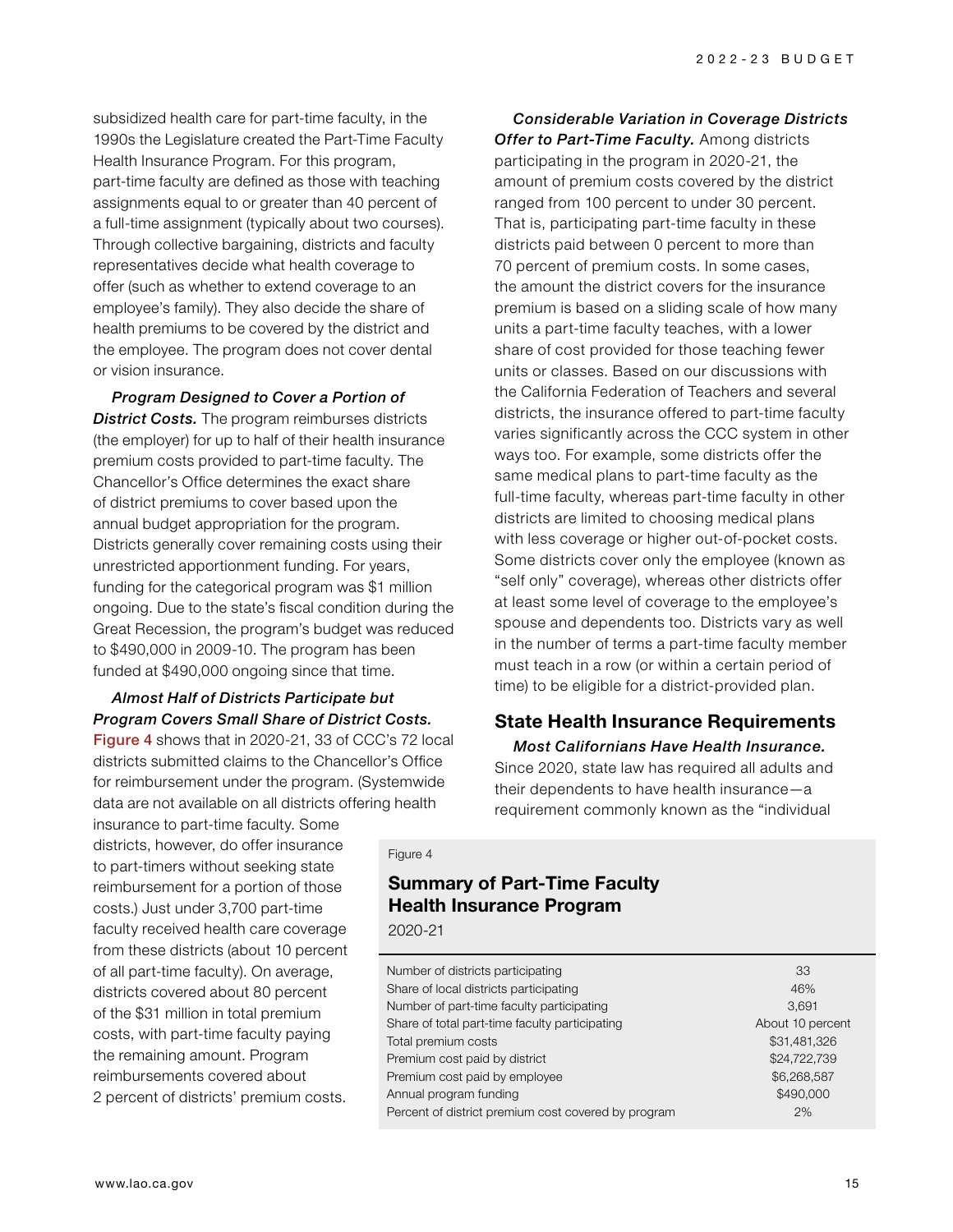subsidized health care for part-time faculty, in the 1990s the Legislature created the Part-Time Faculty Health Insurance Program. For this program, part-time faculty are defined as those with teaching assignments equal to or greater than 40 percent of a full-time assignment (typically about two courses). Through collective bargaining, districts and faculty representatives decide what health coverage to offer (such as whether to extend coverage to an employee's family). They also decide the share of health premiums to be covered by the district and the employee. The program does not cover dental or vision insurance.

***Program Designed to Cover a Portion of District Costs.*** The program reimburses districts (the employer) for up to half of their health insurance premium costs provided to part-time faculty. The Chancellor's Office determines the exact share of district premiums to cover based upon the annual budget appropriation for the program. Districts generally cover remaining costs using their unrestricted apportionment funding. For years, funding for the categorical program was $1 million ongoing. Due to the state's fiscal condition during the Great Recession, the program's budget was reduced to $490,000 in 2009-10. The program has been funded at $490,000 ongoing since that time.

***Almost Half of Districts Participate but Program Covers Small Share of District Costs.*** Figure 4 shows that in 2020-21, 33 of CCC's 72 local districts submitted claims to the Chancellor's Office for reimbursement under the program. (Systemwide data are not available on all districts offering health insurance to part-time faculty. Some districts, however, do offer insurance to part-timers without seeking state reimbursement for a portion of those costs.) Just under 3,700 part-time faculty received health care coverage from these districts (about 10 percent of all part-time faculty). On average, districts covered about 80 percent of the $31 million in total premium costs, with part-time faculty paying the remaining amount. Program reimbursements covered about 2 percent of districts' premium costs.

Figure 4

**Summary of Part-Time Faculty Health Insurance Program**

2020-21

| | |
|---|---|
| Number of districts participating | 33 |
| Share of local districts participating | 46% |
| Number of part-time faculty participating | 3,691 |
| Share of total part-time faculty participating | About 10 percent |
| Total premium costs | $31,481,326 |
| Premium cost paid by district | $24,722,739 |
| Premium cost paid by employee | $6,268,587 |
| Annual program funding | $490,000 |
| Percent of district premium cost covered by program | 2% |

***Considerable Variation in Coverage Districts Offer to Part-Time Faculty.*** Among districts participating in the program in 2020-21, the amount of premium costs covered by the district ranged from 100 percent to under 30 percent. That is, participating part-time faculty in these districts paid between 0 percent to more than 70 percent of premium costs. In some cases, the amount the district covers for the insurance premium is based on a sliding scale of how many units a part-time faculty teaches, with a lower share of cost provided for those teaching fewer units or classes. Based on our discussions with the California Federation of Teachers and several districts, the insurance offered to part-time faculty varies significantly across the CCC system in other ways too. For example, some districts offer the same medical plans to part-time faculty as the full-time faculty, whereas part-time faculty in other districts are limited to choosing medical plans with less coverage or higher out-of-pocket costs. Some districts cover only the employee (known as "self only" coverage), whereas other districts offer at least some level of coverage to the employee's spouse and dependents too. Districts vary as well in the number of terms a part-time faculty member must teach in a row (or within a certain period of time) to be eligible for a district-provided plan.

## State Health Insurance Requirements

***Most Californians Have Health Insurance.*** Since 2020, state law has required all adults and their dependents to have health insurance—a requirement commonly known as the "individual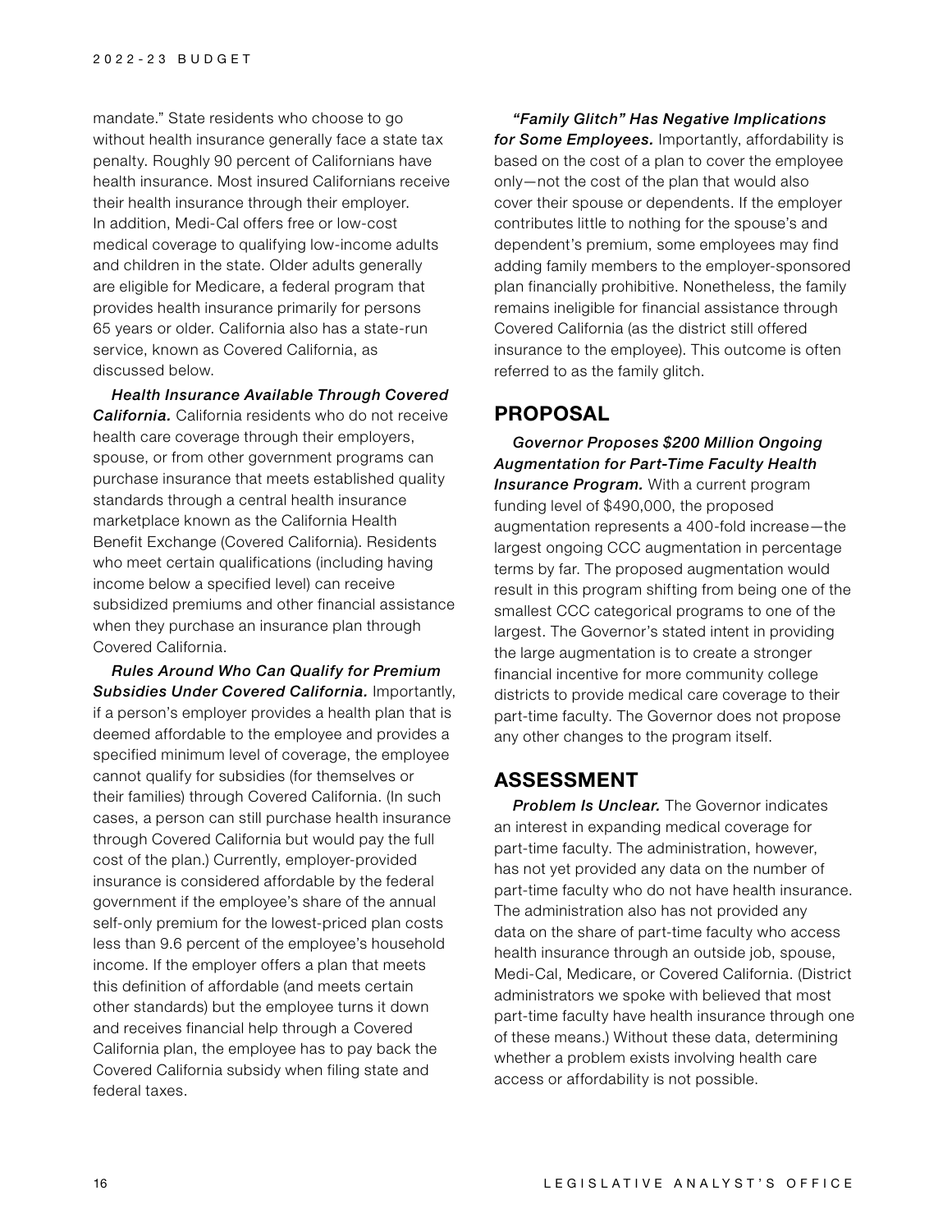mandate." State residents who choose to go without health insurance generally face a state tax penalty. Roughly 90 percent of Californians have health insurance. Most insured Californians receive their health insurance through their employer. In addition, Medi-Cal offers free or low-cost medical coverage to qualifying low-income adults and children in the state. Older adults generally are eligible for Medicare, a federal program that provides health insurance primarily for persons 65 years or older. California also has a state-run service, known as Covered California, as discussed below.

***Health Insurance Available Through Covered California.*** California residents who do not receive health care coverage through their employers, spouse, or from other government programs can purchase insurance that meets established quality standards through a central health insurance marketplace known as the California Health Benefit Exchange (Covered California). Residents who meet certain qualifications (including having income below a specified level) can receive subsidized premiums and other financial assistance when they purchase an insurance plan through Covered California.

***Rules Around Who Can Qualify for Premium Subsidies Under Covered California.*** Importantly, if a person's employer provides a health plan that is deemed affordable to the employee and provides a specified minimum level of coverage, the employee cannot qualify for subsidies (for themselves or their families) through Covered California. (In such cases, a person can still purchase health insurance through Covered California but would pay the full cost of the plan.) Currently, employer-provided insurance is considered affordable by the federal government if the employee's share of the annual self-only premium for the lowest-priced plan costs less than 9.6 percent of the employee's household income. If the employer offers a plan that meets this definition of affordable (and meets certain other standards) but the employee turns it down and receives financial help through a Covered California plan, the employee has to pay back the Covered California subsidy when filing state and federal taxes.

***"Family Glitch" Has Negative Implications for Some Employees.*** Importantly, affordability is based on the cost of a plan to cover the employee only—not the cost of the plan that would also cover their spouse or dependents. If the employer contributes little to nothing for the spouse's and dependent's premium, some employees may find adding family members to the employer-sponsored plan financially prohibitive. Nonetheless, the family remains ineligible for financial assistance through Covered California (as the district still offered insurance to the employee). This outcome is often referred to as the family glitch.

## PROPOSAL

***Governor Proposes $200 Million Ongoing Augmentation for Part-Time Faculty Health Insurance Program.*** With a current program funding level of $490,000, the proposed augmentation represents a 400-fold increase—the largest ongoing CCC augmentation in percentage terms by far. The proposed augmentation would result in this program shifting from being one of the smallest CCC categorical programs to one of the largest. The Governor's stated intent in providing the large augmentation is to create a stronger financial incentive for more community college districts to provide medical care coverage to their part-time faculty. The Governor does not propose any other changes to the program itself.

## ASSESSMENT

***Problem Is Unclear.*** The Governor indicates an interest in expanding medical coverage for part-time faculty. The administration, however, has not yet provided any data on the number of part-time faculty who do not have health insurance. The administration also has not provided any data on the share of part-time faculty who access health insurance through an outside job, spouse, Medi-Cal, Medicare, or Covered California. (District administrators we spoke with believed that most part-time faculty have health insurance through one of these means.) Without these data, determining whether a problem exists involving health care access or affordability is not possible.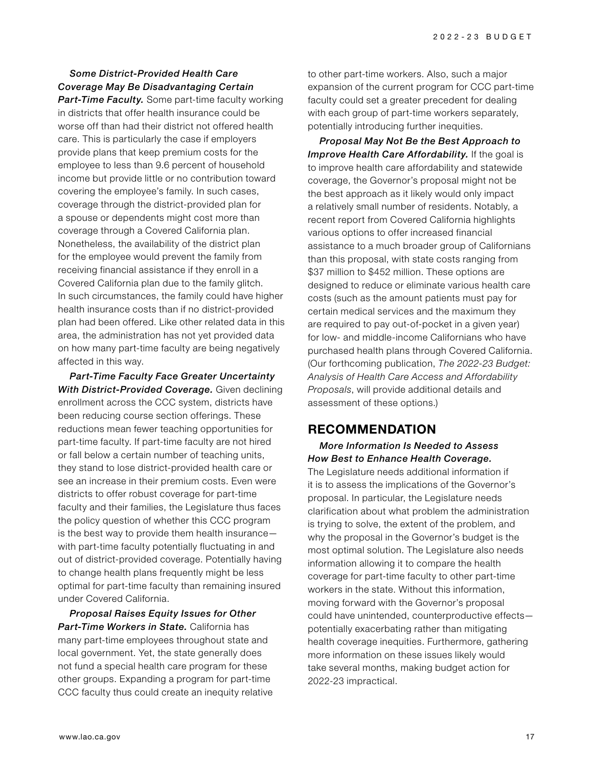*Some District-Provided Health Care Coverage May Be Disadvantaging Certain Part-Time Faculty.* Some part-time faculty working in districts that offer health insurance could be worse off than had their district not offered health care. This is particularly the case if employers provide plans that keep premium costs for the employee to less than 9.6 percent of household income but provide little or no contribution toward covering the employee's family. In such cases, coverage through the district-provided plan for a spouse or dependents might cost more than coverage through a Covered California plan. Nonetheless, the availability of the district plan for the employee would prevent the family from receiving financial assistance if they enroll in a Covered California plan due to the family glitch. In such circumstances, the family could have higher health insurance costs than if no district-provided plan had been offered. Like other related data in this area, the administration has not yet provided data on how many part-time faculty are being negatively affected in this way.

*Part-Time Faculty Face Greater Uncertainty With District-Provided Coverage.* Given declining enrollment across the CCC system, districts have been reducing course section offerings. These reductions mean fewer teaching opportunities for part-time faculty. If part-time faculty are not hired or fall below a certain number of teaching units, they stand to lose district-provided health care or see an increase in their premium costs. Even were districts to offer robust coverage for part-time faculty and their families, the Legislature thus faces the policy question of whether this CCC program is the best way to provide them health insurance—with part-time faculty potentially fluctuating in and out of district-provided coverage. Potentially having to change health plans frequently might be less optimal for part-time faculty than remaining insured under Covered California.

*Proposal Raises Equity Issues for Other Part-Time Workers in State.* California has many part-time employees throughout state and local government. Yet, the state generally does not fund a special health care program for these other groups. Expanding a program for part-time CCC faculty thus could create an inequity relative to other part-time workers. Also, such a major expansion of the current program for CCC part-time faculty could set a greater precedent for dealing with each group of part-time workers separately, potentially introducing further inequities.

*Proposal May Not Be the Best Approach to Improve Health Care Affordability.* If the goal is to improve health care affordability and statewide coverage, the Governor's proposal might not be the best approach as it likely would only impact a relatively small number of residents. Notably, a recent report from Covered California highlights various options to offer increased financial assistance to a much broader group of Californians than this proposal, with state costs ranging from $37 million to $452 million. These options are designed to reduce or eliminate various health care costs (such as the amount patients must pay for certain medical services and the maximum they are required to pay out-of-pocket in a given year) for low- and middle-income Californians who have purchased health plans through Covered California. (Our forthcoming publication, *The 2022-23 Budget: Analysis of Health Care Access and Affordability Proposals*, will provide additional details and assessment of these options.)

## RECOMMENDATION

*More Information Is Needed to Assess How Best to Enhance Health Coverage.* The Legislature needs additional information if it is to assess the implications of the Governor's proposal. In particular, the Legislature needs clarification about what problem the administration is trying to solve, the extent of the problem, and why the proposal in the Governor's budget is the most optimal solution. The Legislature also needs information allowing it to compare the health coverage for part-time faculty to other part-time workers in the state. Without this information, moving forward with the Governor's proposal could have unintended, counterproductive effects—potentially exacerbating rather than mitigating health coverage inequities. Furthermore, gathering more information on these issues likely would take several months, making budget action for 2022-23 impractical.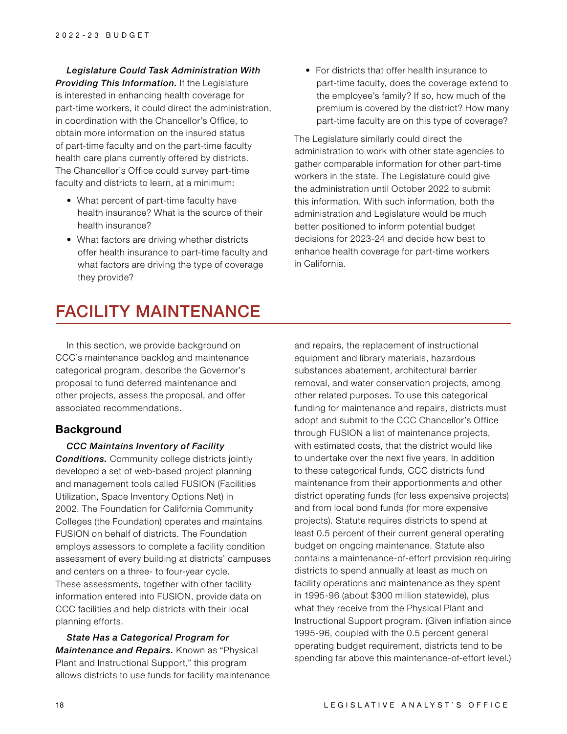***Legislature Could Task Administration With Providing This Information.*** If the Legislature is interested in enhancing health coverage for part-time workers, it could direct the administration, in coordination with the Chancellor's Office, to obtain more information on the insured status of part-time faculty and on the part-time faculty health care plans currently offered by districts. The Chancellor's Office could survey part-time faculty and districts to learn, at a minimum:

- What percent of part-time faculty have health insurance? What is the source of their health insurance?
- What factors are driving whether districts offer health insurance to part-time faculty and what factors are driving the type of coverage they provide?
- For districts that offer health insurance to part-time faculty, does the coverage extend to the employee's family? If so, how much of the premium is covered by the district? How many part-time faculty are on this type of coverage?

The Legislature similarly could direct the administration to work with other state agencies to gather comparable information for other part-time workers in the state. The Legislature could give the administration until October 2022 to submit this information. With such information, both the administration and Legislature would be much better positioned to inform potential budget decisions for 2023-24 and decide how best to enhance health coverage for part-time workers in California.

# FACILITY MAINTENANCE

In this section, we provide background on CCC's maintenance backlog and maintenance categorical program, describe the Governor's proposal to fund deferred maintenance and other projects, assess the proposal, and offer associated recommendations.

## Background

***CCC Maintains Inventory of Facility Conditions.*** Community college districts jointly developed a set of web-based project planning and management tools called FUSION (Facilities Utilization, Space Inventory Options Net) in 2002. The Foundation for California Community Colleges (the Foundation) operates and maintains FUSION on behalf of districts. The Foundation employs assessors to complete a facility condition assessment of every building at districts' campuses and centers on a three- to four-year cycle. These assessments, together with other facility information entered into FUSION, provide data on CCC facilities and help districts with their local planning efforts.

***State Has a Categorical Program for Maintenance and Repairs.*** Known as "Physical Plant and Instructional Support," this program allows districts to use funds for facility maintenance and repairs, the replacement of instructional equipment and library materials, hazardous substances abatement, architectural barrier removal, and water conservation projects, among other related purposes. To use this categorical funding for maintenance and repairs, districts must adopt and submit to the CCC Chancellor's Office through FUSION a list of maintenance projects, with estimated costs, that the district would like to undertake over the next five years. In addition to these categorical funds, CCC districts fund maintenance from their apportionments and other district operating funds (for less expensive projects) and from local bond funds (for more expensive projects). Statute requires districts to spend at least 0.5 percent of their current general operating budget on ongoing maintenance. Statute also contains a maintenance-of-effort provision requiring districts to spend annually at least as much on facility operations and maintenance as they spent in 1995-96 (about $300 million statewide), plus what they receive from the Physical Plant and Instructional Support program. (Given inflation since 1995-96, coupled with the 0.5 percent general operating budget requirement, districts tend to be spending far above this maintenance-of-effort level.)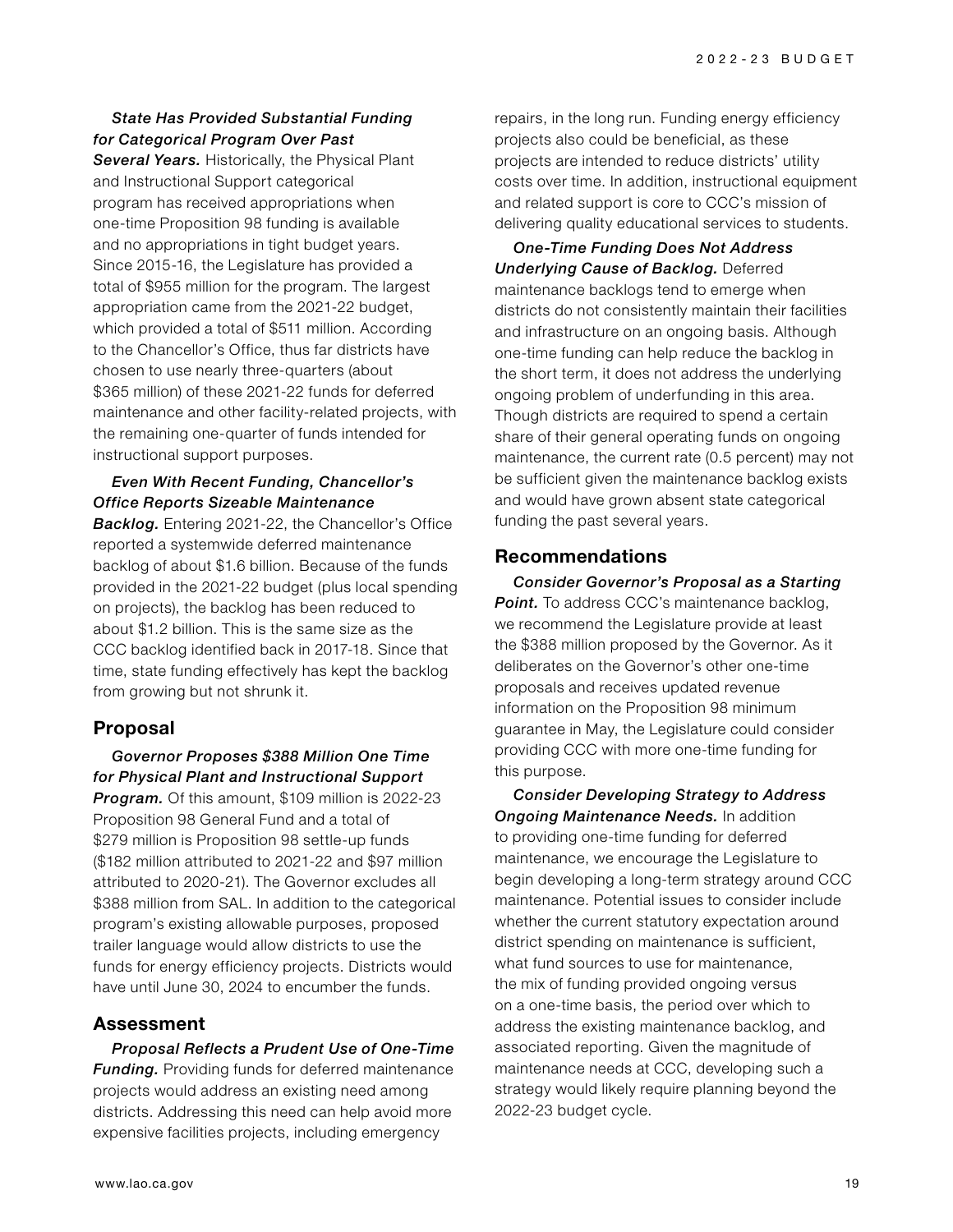***State Has Provided Substantial Funding for Categorical Program Over Past Several Years.*** Historically, the Physical Plant and Instructional Support categorical program has received appropriations when one-time Proposition 98 funding is available and no appropriations in tight budget years. Since 2015-16, the Legislature has provided a total of $955 million for the program. The largest appropriation came from the 2021-22 budget, which provided a total of $511 million. According to the Chancellor's Office, thus far districts have chosen to use nearly three-quarters (about $365 million) of these 2021-22 funds for deferred maintenance and other facility-related projects, with the remaining one-quarter of funds intended for instructional support purposes.

***Even With Recent Funding, Chancellor's Office Reports Sizeable Maintenance Backlog.*** Entering 2021-22, the Chancellor's Office reported a systemwide deferred maintenance backlog of about $1.6 billion. Because of the funds provided in the 2021-22 budget (plus local spending on projects), the backlog has been reduced to about $1.2 billion. This is the same size as the CCC backlog identified back in 2017-18. Since that time, state funding effectively has kept the backlog from growing but not shrunk it.

## Proposal

***Governor Proposes $388 Million One Time for Physical Plant and Instructional Support Program.*** Of this amount, $109 million is 2022-23 Proposition 98 General Fund and a total of $279 million is Proposition 98 settle-up funds ($182 million attributed to 2021-22 and $97 million attributed to 2020-21). The Governor excludes all $388 million from SAL. In addition to the categorical program's existing allowable purposes, proposed trailer language would allow districts to use the funds for energy efficiency projects. Districts would have until June 30, 2024 to encumber the funds.

## Assessment

***Proposal Reflects a Prudent Use of One-Time Funding.*** Providing funds for deferred maintenance projects would address an existing need among districts. Addressing this need can help avoid more expensive facilities projects, including emergency repairs, in the long run. Funding energy efficiency projects also could be beneficial, as these projects are intended to reduce districts' utility costs over time. In addition, instructional equipment and related support is core to CCC's mission of delivering quality educational services to students.

***One-Time Funding Does Not Address Underlying Cause of Backlog.*** Deferred maintenance backlogs tend to emerge when districts do not consistently maintain their facilities and infrastructure on an ongoing basis. Although one-time funding can help reduce the backlog in the short term, it does not address the underlying ongoing problem of underfunding in this area. Though districts are required to spend a certain share of their general operating funds on ongoing maintenance, the current rate (0.5 percent) may not be sufficient given the maintenance backlog exists and would have grown absent state categorical funding the past several years.

## Recommendations

***Consider Governor's Proposal as a Starting Point.*** To address CCC's maintenance backlog, we recommend the Legislature provide at least the $388 million proposed by the Governor. As it deliberates on the Governor's other one-time proposals and receives updated revenue information on the Proposition 98 minimum guarantee in May, the Legislature could consider providing CCC with more one-time funding for this purpose.

***Consider Developing Strategy to Address Ongoing Maintenance Needs.*** In addition to providing one-time funding for deferred maintenance, we encourage the Legislature to begin developing a long-term strategy around CCC maintenance. Potential issues to consider include whether the current statutory expectation around district spending on maintenance is sufficient, what fund sources to use for maintenance, the mix of funding provided ongoing versus on a one-time basis, the period over which to address the existing maintenance backlog, and associated reporting. Given the magnitude of maintenance needs at CCC, developing such a strategy would likely require planning beyond the 2022-23 budget cycle.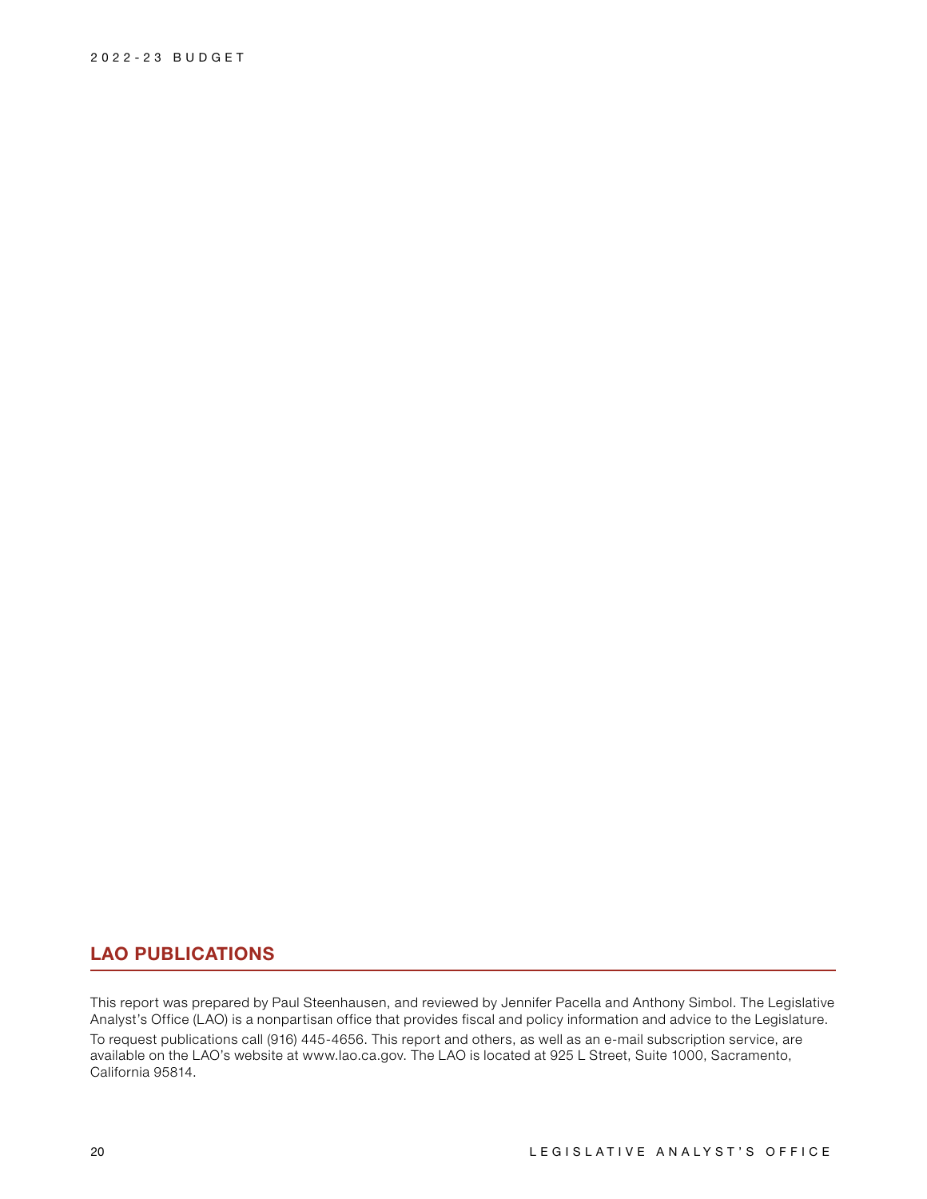## LAO PUBLICATIONS

This report was prepared by Paul Steenhausen, and reviewed by Jennifer Pacella and Anthony Simbol. The Legislative Analyst's Office (LAO) is a nonpartisan office that provides fiscal and policy information and advice to the Legislature.

To request publications call (916) 445-4656. This report and others, as well as an e-mail subscription service, are available on the LAO's website at www.lao.ca.gov. The LAO is located at 925 L Street, Suite 1000, Sacramento, California 95814.